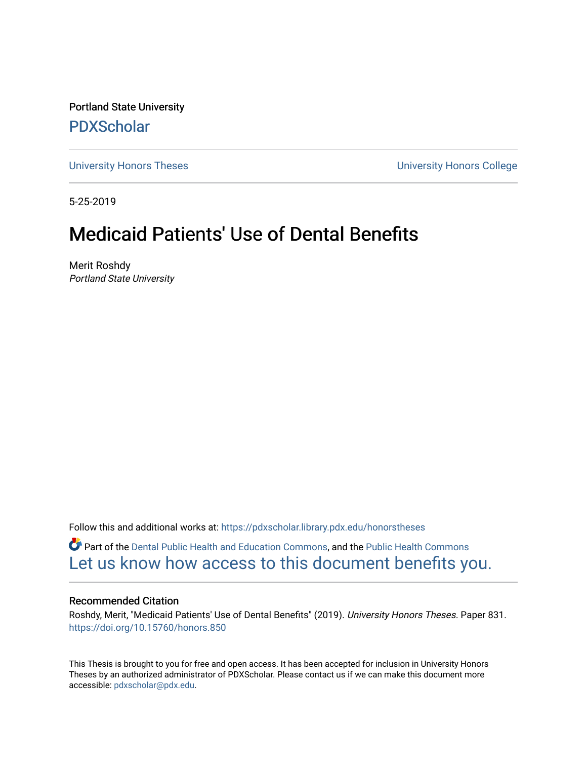Portland State University

PDXScholar

University Honors Theses

University Honors College

5-25-2019

# Medicaid Patients' Use of Dental Benefits

Merit Roshdy
*Portland State University*

Follow this and additional works at: https://pdxscholar.library.pdx.edu/honorstheses

Part of the Dental Public Health and Education Commons, and the Public Health Commons

Let us know how access to this document benefits you.

## Recommended Citation

Roshdy, Merit, "Medicaid Patients' Use of Dental Benefits" (2019). *University Honors Theses*. Paper 831.
https://doi.org/10.15760/honors.850

This Thesis is brought to you for free and open access. It has been accepted for inclusion in University Honors Theses by an authorized administrator of PDXScholar. Please contact us if we can make this document more accessible: pdxscholar@pdx.edu.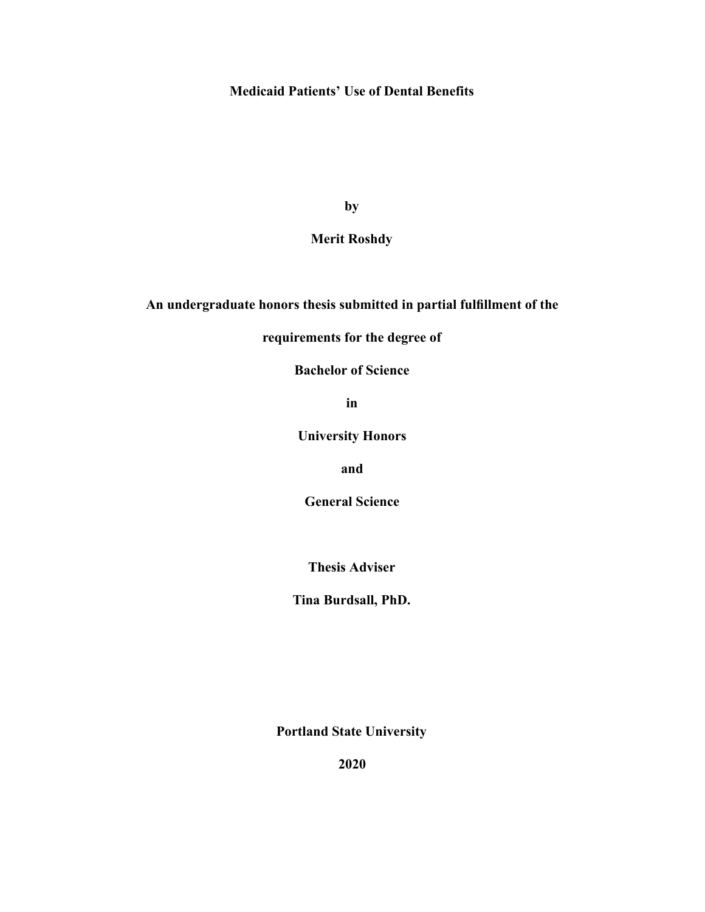# Medicaid Patients' Use of Dental Benefits

**by**

**Merit Roshdy**

**An undergraduate honors thesis submitted in partial fulfillment of the**

**requirements for the degree of**

**Bachelor of Science**

**in**

**University Honors**

**and**

**General Science**

**Thesis Adviser**

**Tina Burdsall, PhD.**

**Portland State University**

**2020**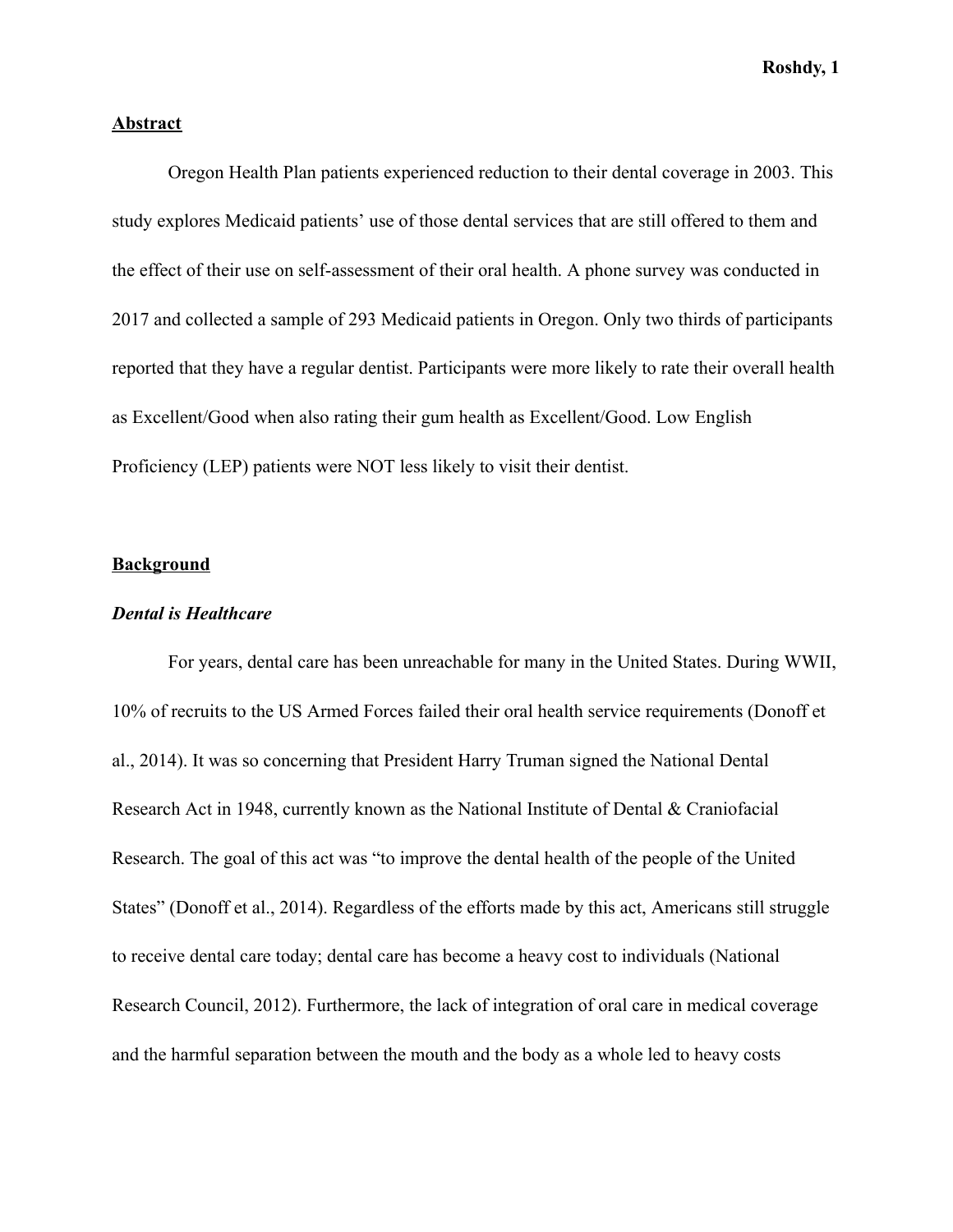## Abstract

Oregon Health Plan patients experienced reduction to their dental coverage in 2003. This study explores Medicaid patients' use of those dental services that are still offered to them and the effect of their use on self-assessment of their oral health. A phone survey was conducted in 2017 and collected a sample of 293 Medicaid patients in Oregon. Only two thirds of participants reported that they have a regular dentist. Participants were more likely to rate their overall health as Excellent/Good when also rating their gum health as Excellent/Good. Low English Proficiency (LEP) patients were NOT less likely to visit their dentist.

## Background

### *Dental is Healthcare*

For years, dental care has been unreachable for many in the United States. During WWII, 10% of recruits to the US Armed Forces failed their oral health service requirements (Donoff et al., 2014). It was so concerning that President Harry Truman signed the National Dental Research Act in 1948, currently known as the National Institute of Dental & Craniofacial Research. The goal of this act was "to improve the dental health of the people of the United States" (Donoff et al., 2014). Regardless of the efforts made by this act, Americans still struggle to receive dental care today; dental care has become a heavy cost to individuals (National Research Council, 2012). Furthermore, the lack of integration of oral care in medical coverage and the harmful separation between the mouth and the body as a whole led to heavy costs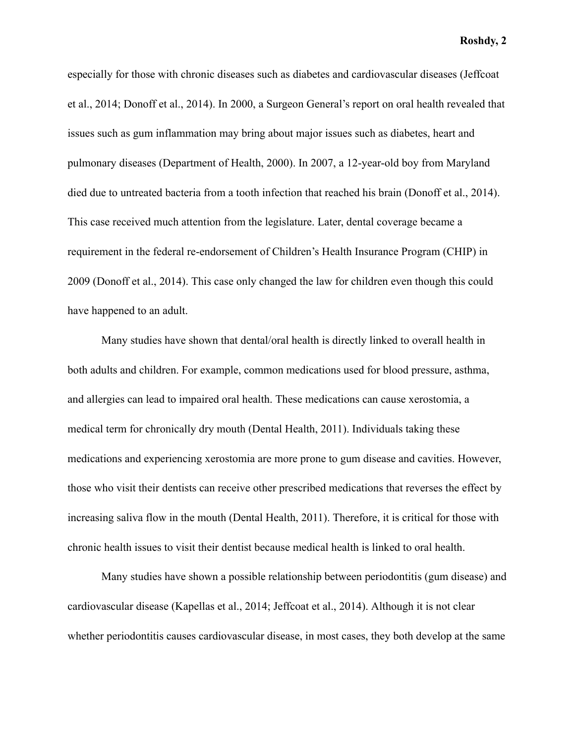especially for those with chronic diseases such as diabetes and cardiovascular diseases (Jeffcoat et al., 2014; Donoff et al., 2014). In 2000, a Surgeon General's report on oral health revealed that issues such as gum inflammation may bring about major issues such as diabetes, heart and pulmonary diseases (Department of Health, 2000). In 2007, a 12-year-old boy from Maryland died due to untreated bacteria from a tooth infection that reached his brain (Donoff et al., 2014). This case received much attention from the legislature. Later, dental coverage became a requirement in the federal re-endorsement of Children's Health Insurance Program (CHIP) in 2009 (Donoff et al., 2014). This case only changed the law for children even though this could have happened to an adult.

Many studies have shown that dental/oral health is directly linked to overall health in both adults and children. For example, common medications used for blood pressure, asthma, and allergies can lead to impaired oral health. These medications can cause xerostomia, a medical term for chronically dry mouth (Dental Health, 2011). Individuals taking these medications and experiencing xerostomia are more prone to gum disease and cavities. However, those who visit their dentists can receive other prescribed medications that reverses the effect by increasing saliva flow in the mouth (Dental Health, 2011). Therefore, it is critical for those with chronic health issues to visit their dentist because medical health is linked to oral health.

Many studies have shown a possible relationship between periodontitis (gum disease) and cardiovascular disease (Kapellas et al., 2014; Jeffcoat et al., 2014). Although it is not clear whether periodontitis causes cardiovascular disease, in most cases, they both develop at the same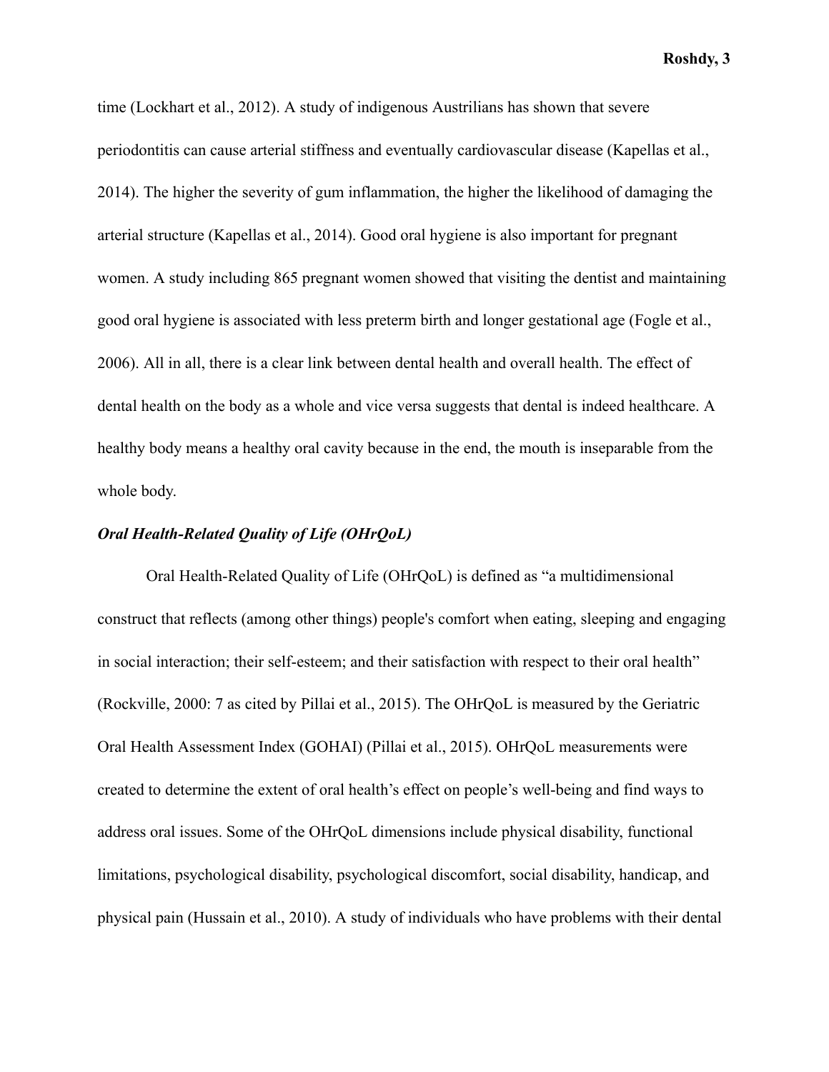time (Lockhart et al., 2012). A study of indigenous Austrilians has shown that severe periodontitis can cause arterial stiffness and eventually cardiovascular disease (Kapellas et al., 2014). The higher the severity of gum inflammation, the higher the likelihood of damaging the arterial structure (Kapellas et al., 2014). Good oral hygiene is also important for pregnant women. A study including 865 pregnant women showed that visiting the dentist and maintaining good oral hygiene is associated with less preterm birth and longer gestational age (Fogle et al., 2006). All in all, there is a clear link between dental health and overall health. The effect of dental health on the body as a whole and vice versa suggests that dental is indeed healthcare. A healthy body means a healthy oral cavity because in the end, the mouth is inseparable from the whole body.

### *Oral Health-Related Quality of Life (OHrQoL)*

Oral Health-Related Quality of Life (OHrQoL) is defined as "a multidimensional construct that reflects (among other things) people's comfort when eating, sleeping and engaging in social interaction; their self-esteem; and their satisfaction with respect to their oral health" (Rockville, 2000: 7 as cited by Pillai et al., 2015). The OHrQoL is measured by the Geriatric Oral Health Assessment Index (GOHAI) (Pillai et al., 2015). OHrQoL measurements were created to determine the extent of oral health's effect on people's well-being and find ways to address oral issues. Some of the OHrQoL dimensions include physical disability, functional limitations, psychological disability, psychological discomfort, social disability, handicap, and physical pain (Hussain et al., 2010). A study of individuals who have problems with their dental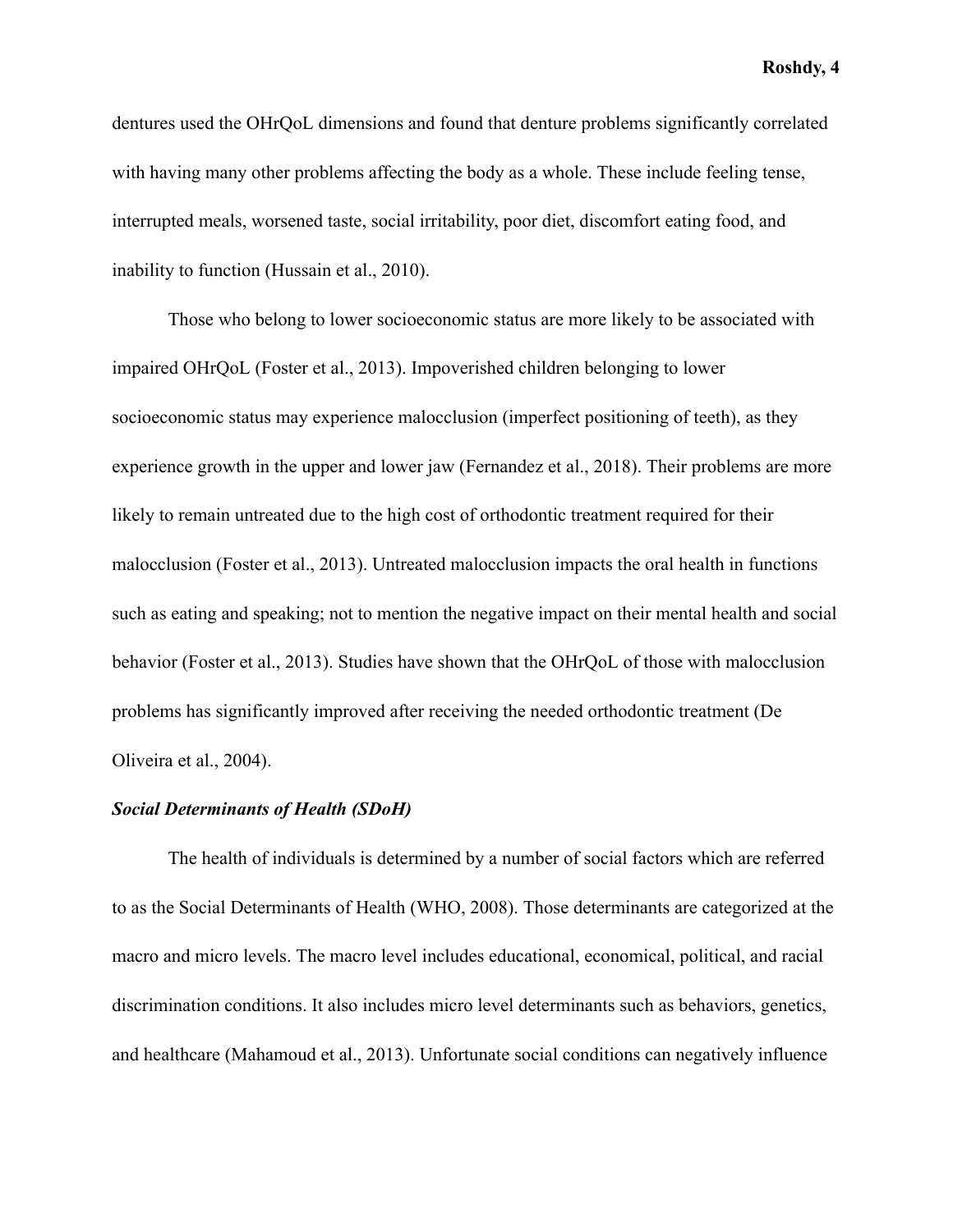dentures used the OHrQoL dimensions and found that denture problems significantly correlated with having many other problems affecting the body as a whole. These include feeling tense, interrupted meals, worsened taste, social irritability, poor diet, discomfort eating food, and inability to function (Hussain et al., 2010).

Those who belong to lower socioeconomic status are more likely to be associated with impaired OHrQoL (Foster et al., 2013). Impoverished children belonging to lower socioeconomic status may experience malocclusion (imperfect positioning of teeth), as they experience growth in the upper and lower jaw (Fernandez et al., 2018). Their problems are more likely to remain untreated due to the high cost of orthodontic treatment required for their malocclusion (Foster et al., 2013). Untreated malocclusion impacts the oral health in functions such as eating and speaking; not to mention the negative impact on their mental health and social behavior (Foster et al., 2013). Studies have shown that the OHrQoL of those with malocclusion problems has significantly improved after receiving the needed orthodontic treatment (De Oliveira et al., 2004).

### ***Social Determinants of Health (SDoH)***

The health of individuals is determined by a number of social factors which are referred to as the Social Determinants of Health (WHO, 2008). Those determinants are categorized at the macro and micro levels. The macro level includes educational, economical, political, and racial discrimination conditions. It also includes micro level determinants such as behaviors, genetics, and healthcare (Mahamoud et al., 2013). Unfortunate social conditions can negatively influence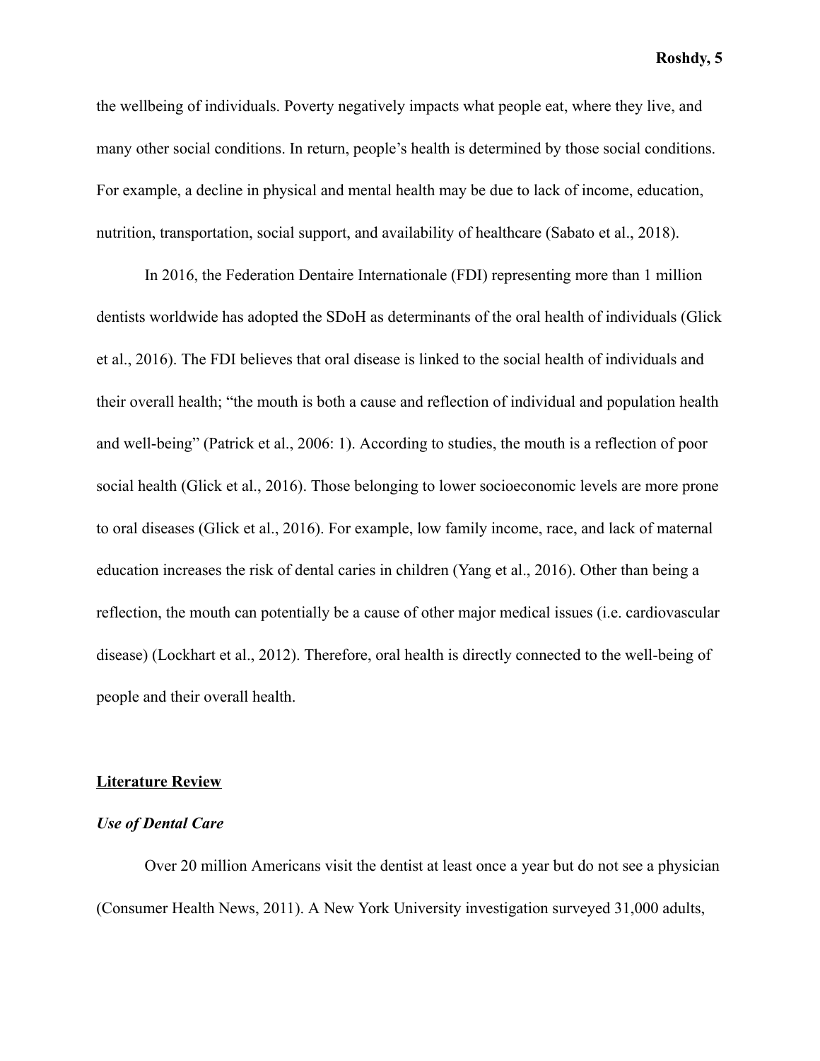the wellbeing of individuals. Poverty negatively impacts what people eat, where they live, and many other social conditions. In return, people's health is determined by those social conditions. For example, a decline in physical and mental health may be due to lack of income, education, nutrition, transportation, social support, and availability of healthcare (Sabato et al., 2018).

In 2016, the Federation Dentaire Internationale (FDI) representing more than 1 million dentists worldwide has adopted the SDoH as determinants of the oral health of individuals (Glick et al., 2016). The FDI believes that oral disease is linked to the social health of individuals and their overall health; "the mouth is both a cause and reflection of individual and population health and well-being" (Patrick et al., 2006: 1). According to studies, the mouth is a reflection of poor social health (Glick et al., 2016). Those belonging to lower socioeconomic levels are more prone to oral diseases (Glick et al., 2016). For example, low family income, race, and lack of maternal education increases the risk of dental caries in children (Yang et al., 2016). Other than being a reflection, the mouth can potentially be a cause of other major medical issues (i.e. cardiovascular disease) (Lockhart et al., 2012). Therefore, oral health is directly connected to the well-being of people and their overall health.

## <u>Literature Review</u>

### *Use of Dental Care*

Over 20 million Americans visit the dentist at least once a year but do not see a physician (Consumer Health News, 2011). A New York University investigation surveyed 31,000 adults,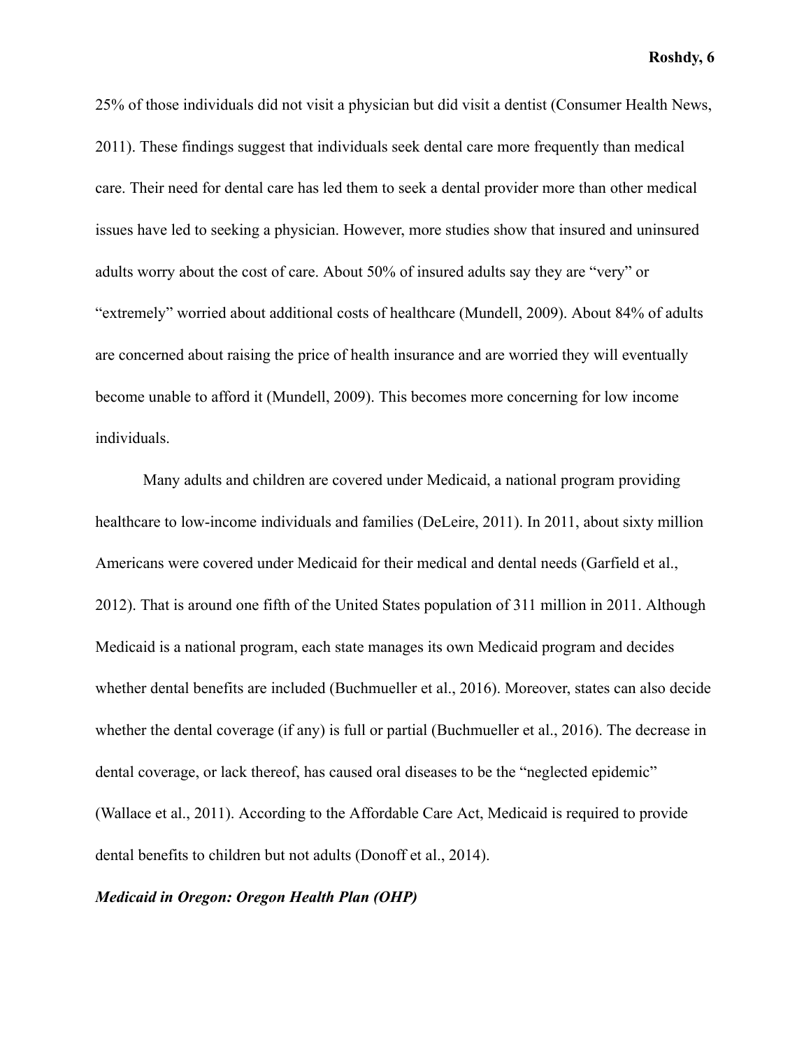25% of those individuals did not visit a physician but did visit a dentist (Consumer Health News, 2011). These findings suggest that individuals seek dental care more frequently than medical care. Their need for dental care has led them to seek a dental provider more than other medical issues have led to seeking a physician. However, more studies show that insured and uninsured adults worry about the cost of care. About 50% of insured adults say they are "very" or "extremely" worried about additional costs of healthcare (Mundell, 2009). About 84% of adults are concerned about raising the price of health insurance and are worried they will eventually become unable to afford it (Mundell, 2009). This becomes more concerning for low income individuals.

Many adults and children are covered under Medicaid, a national program providing healthcare to low-income individuals and families (DeLeire, 2011). In 2011, about sixty million Americans were covered under Medicaid for their medical and dental needs (Garfield et al., 2012). That is around one fifth of the United States population of 311 million in 2011. Although Medicaid is a national program, each state manages its own Medicaid program and decides whether dental benefits are included (Buchmueller et al., 2016). Moreover, states can also decide whether the dental coverage (if any) is full or partial (Buchmueller et al., 2016). The decrease in dental coverage, or lack thereof, has caused oral diseases to be the "neglected epidemic" (Wallace et al., 2011). According to the Affordable Care Act, Medicaid is required to provide dental benefits to children but not adults (Donoff et al., 2014).

***Medicaid in Oregon: Oregon Health Plan (OHP)***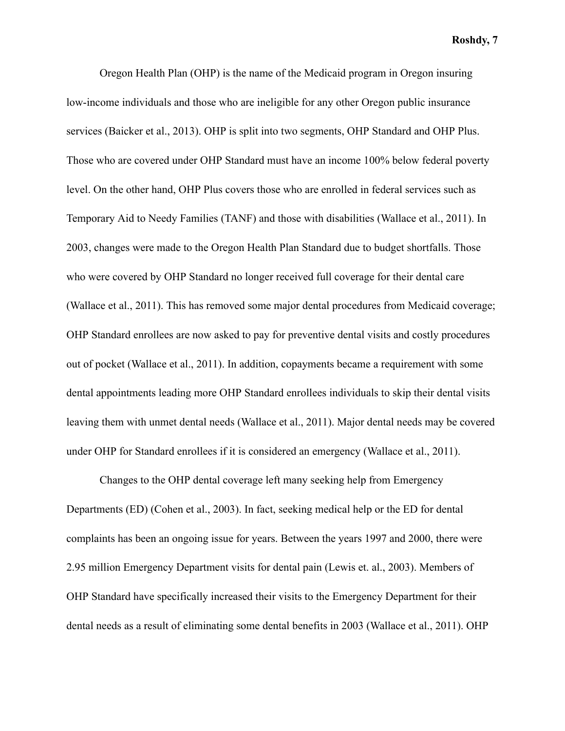Oregon Health Plan (OHP) is the name of the Medicaid program in Oregon insuring low-income individuals and those who are ineligible for any other Oregon public insurance services (Baicker et al., 2013). OHP is split into two segments, OHP Standard and OHP Plus. Those who are covered under OHP Standard must have an income 100% below federal poverty level. On the other hand, OHP Plus covers those who are enrolled in federal services such as Temporary Aid to Needy Families (TANF) and those with disabilities (Wallace et al., 2011). In 2003, changes were made to the Oregon Health Plan Standard due to budget shortfalls. Those who were covered by OHP Standard no longer received full coverage for their dental care (Wallace et al., 2011). This has removed some major dental procedures from Medicaid coverage; OHP Standard enrollees are now asked to pay for preventive dental visits and costly procedures out of pocket (Wallace et al., 2011). In addition, copayments became a requirement with some dental appointments leading more OHP Standard enrollees individuals to skip their dental visits leaving them with unmet dental needs (Wallace et al., 2011). Major dental needs may be covered under OHP for Standard enrollees if it is considered an emergency (Wallace et al., 2011).

Changes to the OHP dental coverage left many seeking help from Emergency Departments (ED) (Cohen et al., 2003). In fact, seeking medical help or the ED for dental complaints has been an ongoing issue for years. Between the years 1997 and 2000, there were 2.95 million Emergency Department visits for dental pain (Lewis et. al., 2003). Members of OHP Standard have specifically increased their visits to the Emergency Department for their dental needs as a result of eliminating some dental benefits in 2003 (Wallace et al., 2011). OHP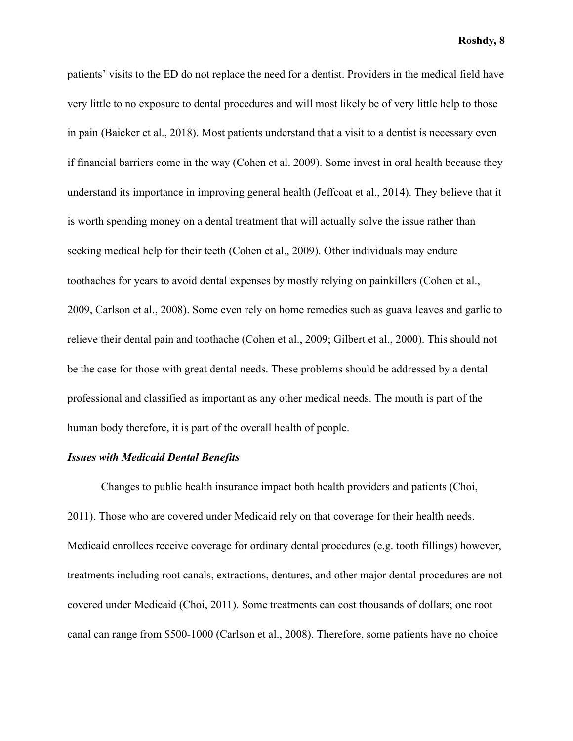patients' visits to the ED do not replace the need for a dentist. Providers in the medical field have very little to no exposure to dental procedures and will most likely be of very little help to those in pain (Baicker et al., 2018). Most patients understand that a visit to a dentist is necessary even if financial barriers come in the way (Cohen et al. 2009). Some invest in oral health because they understand its importance in improving general health (Jeffcoat et al., 2014). They believe that it is worth spending money on a dental treatment that will actually solve the issue rather than seeking medical help for their teeth (Cohen et al., 2009). Other individuals may endure toothaches for years to avoid dental expenses by mostly relying on painkillers (Cohen et al., 2009, Carlson et al., 2008). Some even rely on home remedies such as guava leaves and garlic to relieve their dental pain and toothache (Cohen et al., 2009; Gilbert et al., 2000). This should not be the case for those with great dental needs. These problems should be addressed by a dental professional and classified as important as any other medical needs. The mouth is part of the human body therefore, it is part of the overall health of people.

***Issues with Medicaid Dental Benefits***

Changes to public health insurance impact both health providers and patients (Choi, 2011). Those who are covered under Medicaid rely on that coverage for their health needs. Medicaid enrollees receive coverage for ordinary dental procedures (e.g. tooth fillings) however, treatments including root canals, extractions, dentures, and other major dental procedures are not covered under Medicaid (Choi, 2011). Some treatments can cost thousands of dollars; one root canal can range from $500-1000 (Carlson et al., 2008). Therefore, some patients have no choice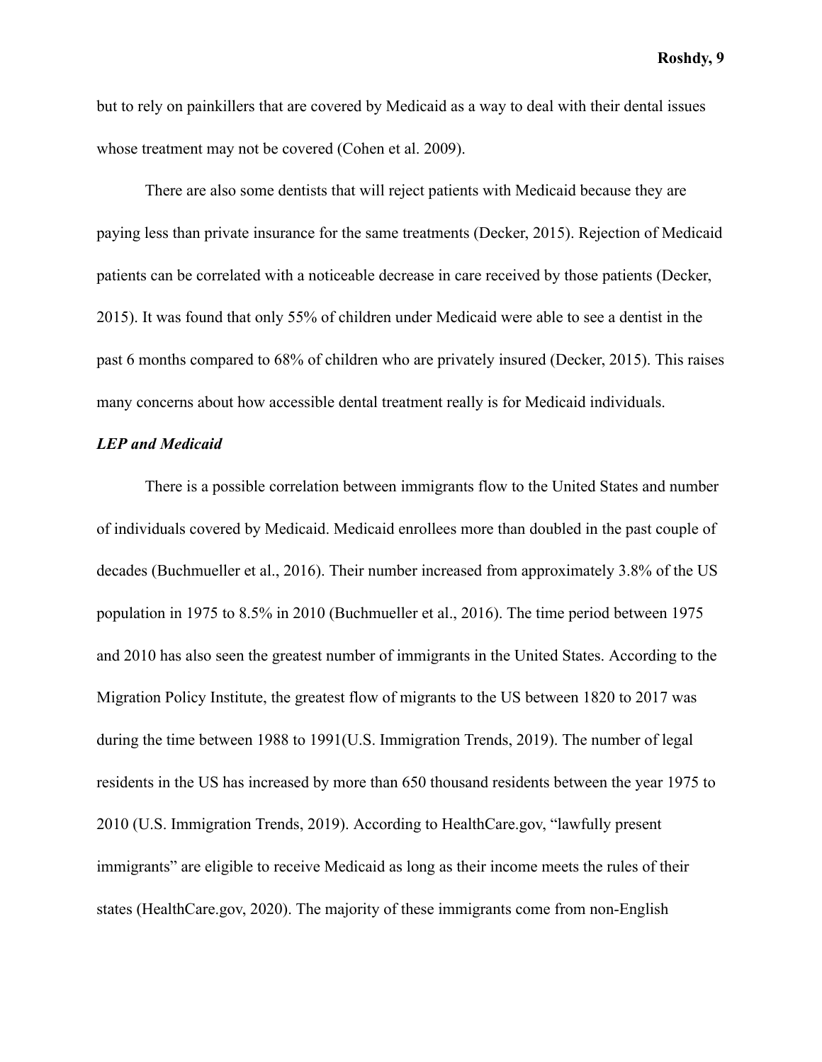but to rely on painkillers that are covered by Medicaid as a way to deal with their dental issues whose treatment may not be covered (Cohen et al. 2009).

There are also some dentists that will reject patients with Medicaid because they are paying less than private insurance for the same treatments (Decker, 2015). Rejection of Medicaid patients can be correlated with a noticeable decrease in care received by those patients (Decker, 2015). It was found that only 55% of children under Medicaid were able to see a dentist in the past 6 months compared to 68% of children who are privately insured (Decker, 2015). This raises many concerns about how accessible dental treatment really is for Medicaid individuals.

***LEP and Medicaid***

There is a possible correlation between immigrants flow to the United States and number of individuals covered by Medicaid. Medicaid enrollees more than doubled in the past couple of decades (Buchmueller et al., 2016). Their number increased from approximately 3.8% of the US population in 1975 to 8.5% in 2010 (Buchmueller et al., 2016). The time period between 1975 and 2010 has also seen the greatest number of immigrants in the United States. According to the Migration Policy Institute, the greatest flow of migrants to the US between 1820 to 2017 was during the time between 1988 to 1991(U.S. Immigration Trends, 2019). The number of legal residents in the US has increased by more than 650 thousand residents between the year 1975 to 2010 (U.S. Immigration Trends, 2019). According to HealthCare.gov, "lawfully present immigrants" are eligible to receive Medicaid as long as their income meets the rules of their states (HealthCare.gov, 2020). The majority of these immigrants come from non-English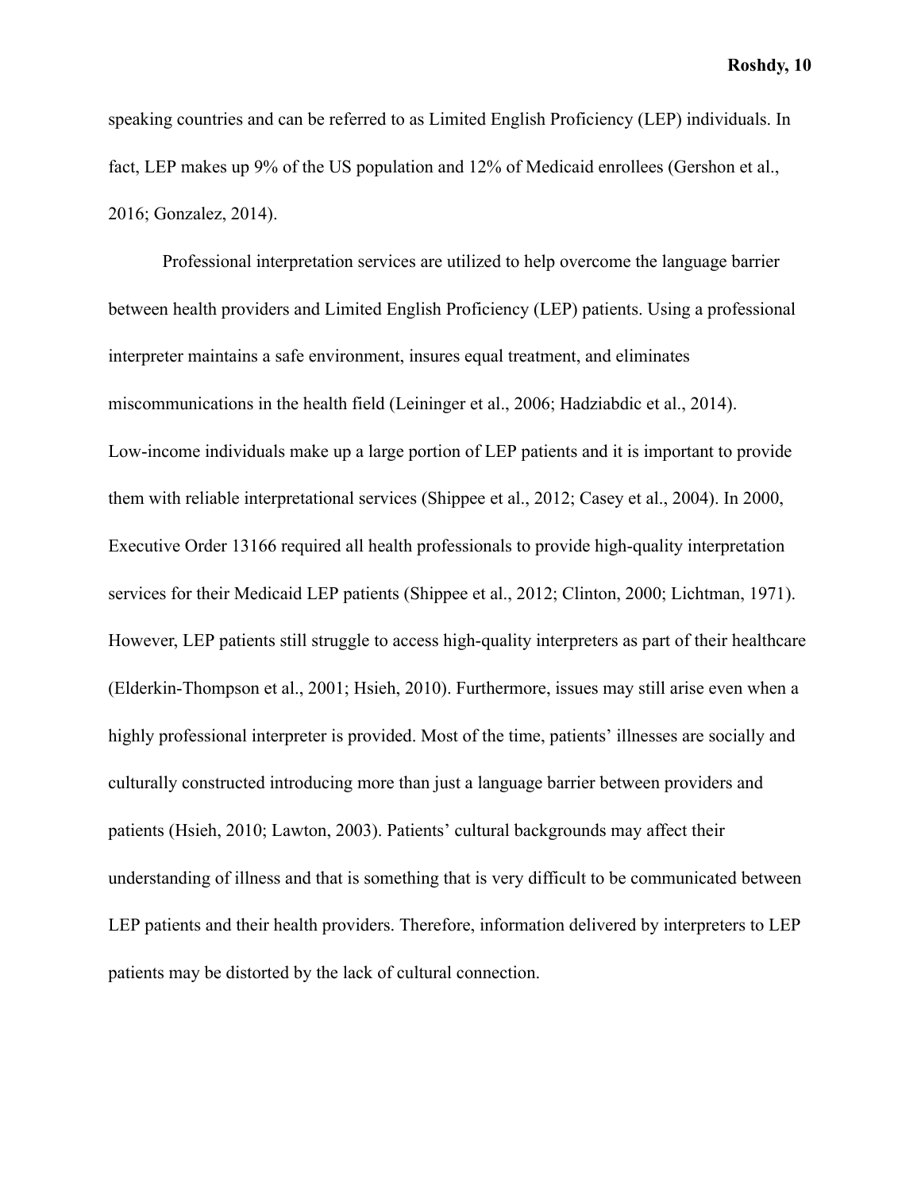speaking countries and can be referred to as Limited English Proficiency (LEP) individuals. In fact, LEP makes up 9% of the US population and 12% of Medicaid enrollees (Gershon et al., 2016; Gonzalez, 2014).

Professional interpretation services are utilized to help overcome the language barrier between health providers and Limited English Proficiency (LEP) patients. Using a professional interpreter maintains a safe environment, insures equal treatment, and eliminates miscommunications in the health field (Leininger et al., 2006; Hadziabdic et al., 2014). Low-income individuals make up a large portion of LEP patients and it is important to provide them with reliable interpretational services (Shippee et al., 2012; Casey et al., 2004). In 2000, Executive Order 13166 required all health professionals to provide high-quality interpretation services for their Medicaid LEP patients (Shippee et al., 2012; Clinton, 2000; Lichtman, 1971). However, LEP patients still struggle to access high-quality interpreters as part of their healthcare (Elderkin-Thompson et al., 2001; Hsieh, 2010). Furthermore, issues may still arise even when a highly professional interpreter is provided. Most of the time, patients' illnesses are socially and culturally constructed introducing more than just a language barrier between providers and patients (Hsieh, 2010; Lawton, 2003). Patients' cultural backgrounds may affect their understanding of illness and that is something that is very difficult to be communicated between LEP patients and their health providers. Therefore, information delivered by interpreters to LEP patients may be distorted by the lack of cultural connection.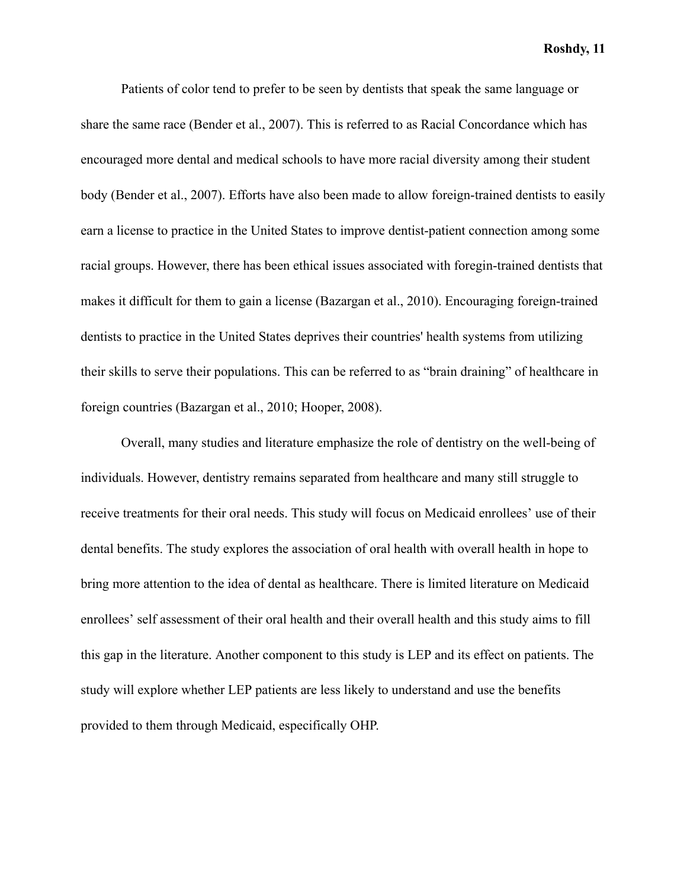Patients of color tend to prefer to be seen by dentists that speak the same language or share the same race (Bender et al., 2007). This is referred to as Racial Concordance which has encouraged more dental and medical schools to have more racial diversity among their student body (Bender et al., 2007). Efforts have also been made to allow foreign-trained dentists to easily earn a license to practice in the United States to improve dentist-patient connection among some racial groups. However, there has been ethical issues associated with foregin-trained dentists that makes it difficult for them to gain a license (Bazargan et al., 2010). Encouraging foreign-trained dentists to practice in the United States deprives their countries' health systems from utilizing their skills to serve their populations. This can be referred to as "brain draining" of healthcare in foreign countries (Bazargan et al., 2010; Hooper, 2008).

Overall, many studies and literature emphasize the role of dentistry on the well-being of individuals. However, dentistry remains separated from healthcare and many still struggle to receive treatments for their oral needs. This study will focus on Medicaid enrollees' use of their dental benefits. The study explores the association of oral health with overall health in hope to bring more attention to the idea of dental as healthcare. There is limited literature on Medicaid enrollees' self assessment of their oral health and their overall health and this study aims to fill this gap in the literature. Another component to this study is LEP and its effect on patients. The study will explore whether LEP patients are less likely to understand and use the benefits provided to them through Medicaid, especially OHP.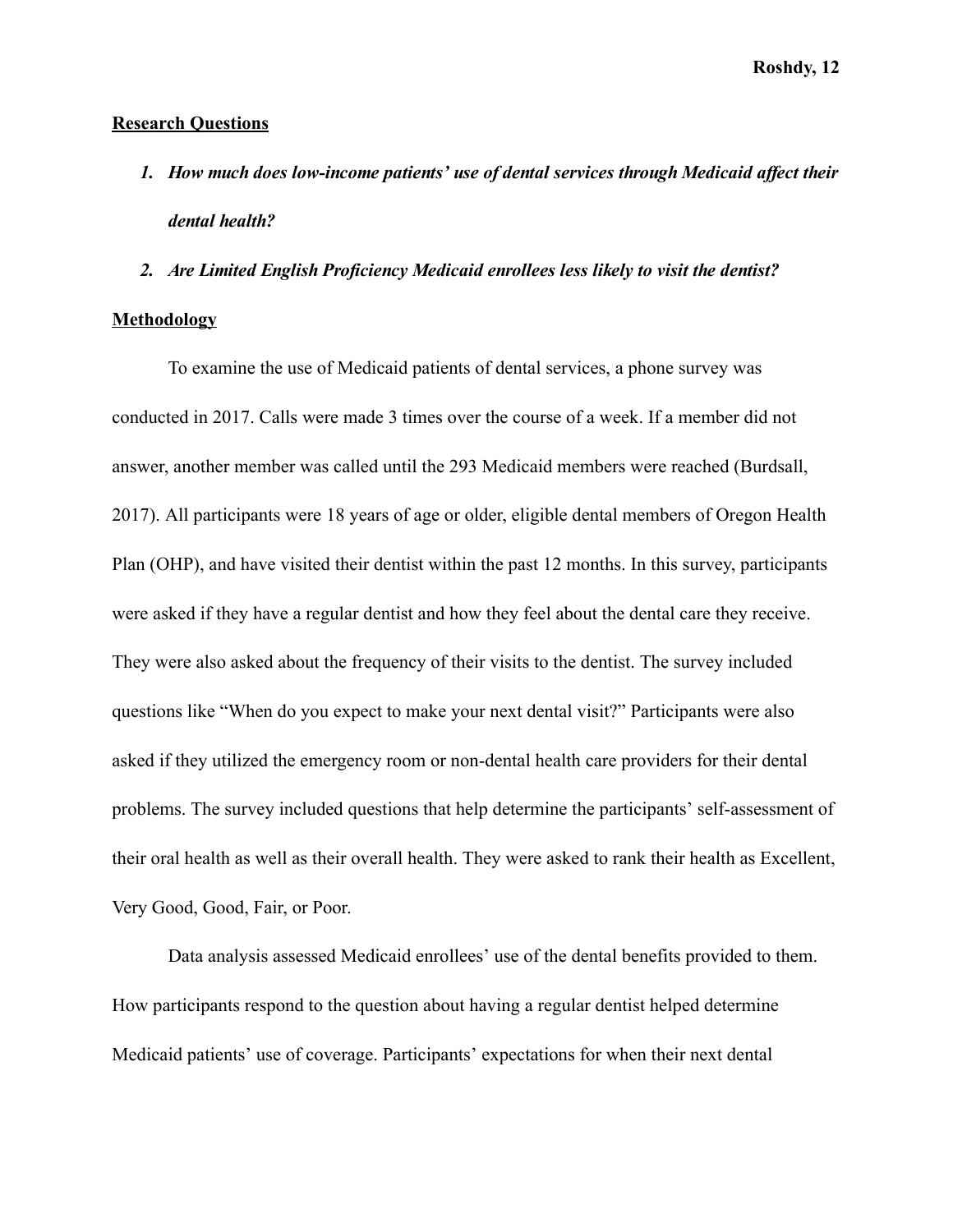## Research Questions

1. ***How much does low-income patients' use of dental services through Medicaid affect their dental health?***
2. ***Are Limited English Proficiency Medicaid enrollees less likely to visit the dentist?***

## Methodology

To examine the use of Medicaid patients of dental services, a phone survey was conducted in 2017. Calls were made 3 times over the course of a week. If a member did not answer, another member was called until the 293 Medicaid members were reached (Burdsall, 2017). All participants were 18 years of age or older, eligible dental members of Oregon Health Plan (OHP), and have visited their dentist within the past 12 months. In this survey, participants were asked if they have a regular dentist and how they feel about the dental care they receive. They were also asked about the frequency of their visits to the dentist. The survey included questions like "When do you expect to make your next dental visit?" Participants were also asked if they utilized the emergency room or non-dental health care providers for their dental problems. The survey included questions that help determine the participants' self-assessment of their oral health as well as their overall health. They were asked to rank their health as Excellent, Very Good, Good, Fair, or Poor.

Data analysis assessed Medicaid enrollees' use of the dental benefits provided to them. How participants respond to the question about having a regular dentist helped determine Medicaid patients' use of coverage. Participants' expectations for when their next dental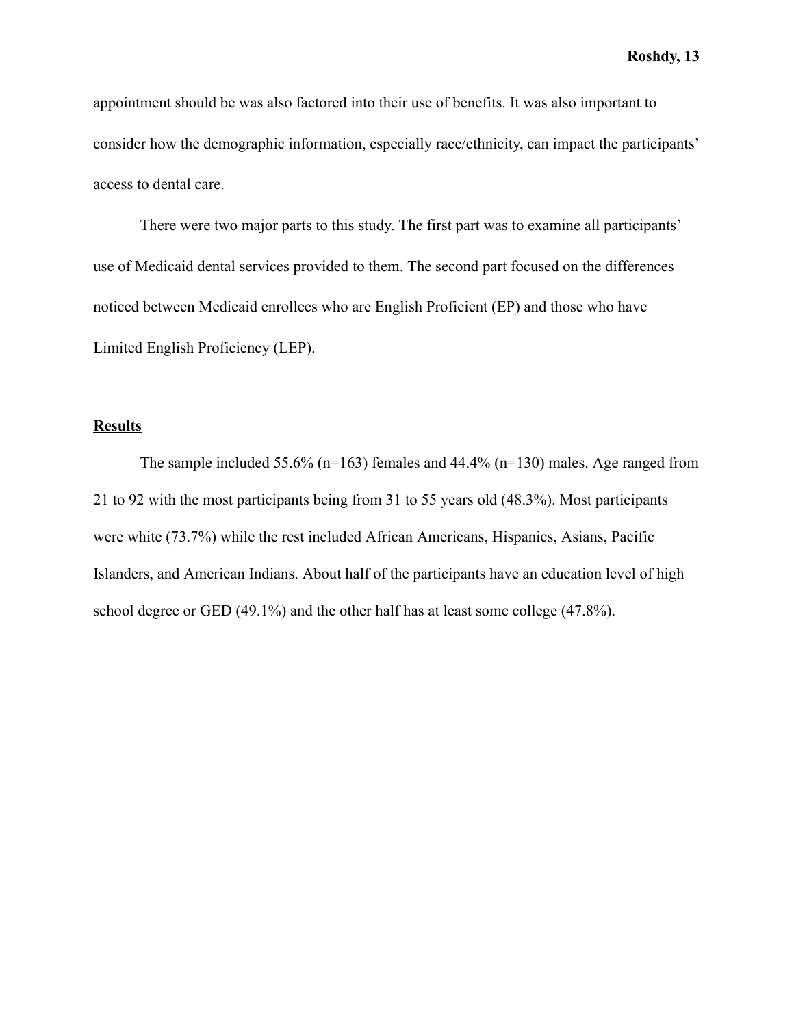appointment should be was also factored into their use of benefits. It was also important to consider how the demographic information, especially race/ethnicity, can impact the participants' access to dental care.

There were two major parts to this study. The first part was to examine all participants' use of Medicaid dental services provided to them. The second part focused on the differences noticed between Medicaid enrollees who are English Proficient (EP) and those who have Limited English Proficiency (LEP).

## Results

The sample included 55.6% (n=163) females and 44.4% (n=130) males. Age ranged from 21 to 92 with the most participants being from 31 to 55 years old (48.3%). Most participants were white (73.7%) while the rest included African Americans, Hispanics, Asians, Pacific Islanders, and American Indians. About half of the participants have an education level of high school degree or GED (49.1%) and the other half has at least some college (47.8%).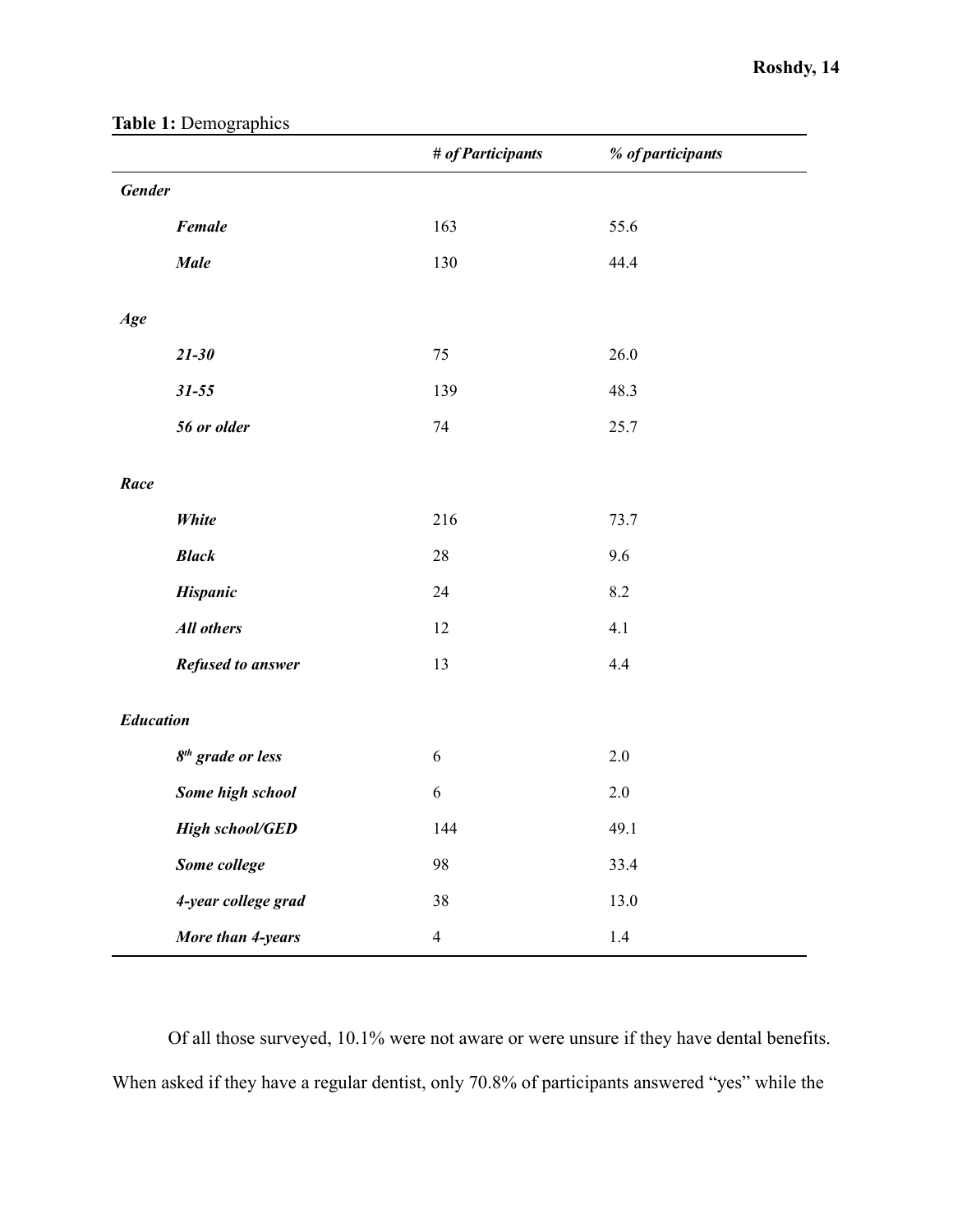**Table 1:** Demographics

| | *# of Participants* | *% of participants* |
|---|---|---|
| ***Gender*** | | |
| ***Female*** | 163 | 55.6 |
| ***Male*** | 130 | 44.4 |
| ***Age*** | | |
| ***21-30*** | 75 | 26.0 |
| ***31-55*** | 139 | 48.3 |
| ***56 or older*** | 74 | 25.7 |
| ***Race*** | | |
| ***White*** | 216 | 73.7 |
| ***Black*** | 28 | 9.6 |
| ***Hispanic*** | 24 | 8.2 |
| ***All others*** | 12 | 4.1 |
| ***Refused to answer*** | 13 | 4.4 |
| ***Education*** | | |
| ***8th grade or less*** | 6 | 2.0 |
| ***Some high school*** | 6 | 2.0 |
| ***High school/GED*** | 144 | 49.1 |
| ***Some college*** | 98 | 33.4 |
| ***4-year college grad*** | 38 | 13.0 |
| ***More than 4-years*** | 4 | 1.4 |

Of all those surveyed, 10.1% were not aware or were unsure if they have dental benefits. When asked if they have a regular dentist, only 70.8% of participants answered "yes" while the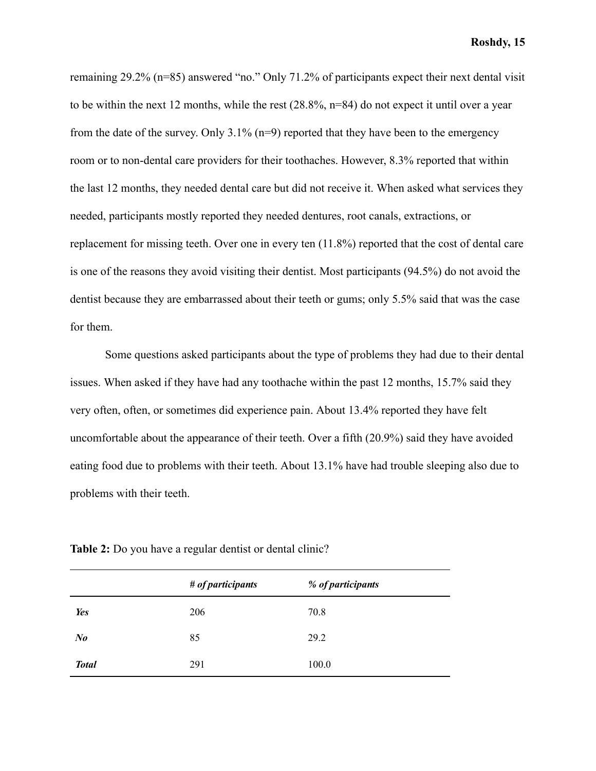remaining 29.2% (n=85) answered "no." Only 71.2% of participants expect their next dental visit to be within the next 12 months, while the rest (28.8%, n=84) do not expect it until over a year from the date of the survey. Only 3.1% (n=9) reported that they have been to the emergency room or to non-dental care providers for their toothaches. However, 8.3% reported that within the last 12 months, they needed dental care but did not receive it. When asked what services they needed, participants mostly reported they needed dentures, root canals, extractions, or replacement for missing teeth. Over one in every ten (11.8%) reported that the cost of dental care is one of the reasons they avoid visiting their dentist. Most participants (94.5%) do not avoid the dentist because they are embarrassed about their teeth or gums; only 5.5% said that was the case for them.

Some questions asked participants about the type of problems they had due to their dental issues. When asked if they have had any toothache within the past 12 months, 15.7% said they very often, often, or sometimes did experience pain. About 13.4% reported they have felt uncomfortable about the appearance of their teeth. Over a fifth (20.9%) said they have avoided eating food due to problems with their teeth. About 13.1% have had trouble sleeping also due to problems with their teeth.

**Table 2:** Do you have a regular dentist or dental clinic?

| | *# of participants* | *% of participants* |
|---|---|---|
| ***Yes*** | 206 | 70.8 |
| ***No*** | 85 | 29.2 |
| ***Total*** | 291 | 100.0 |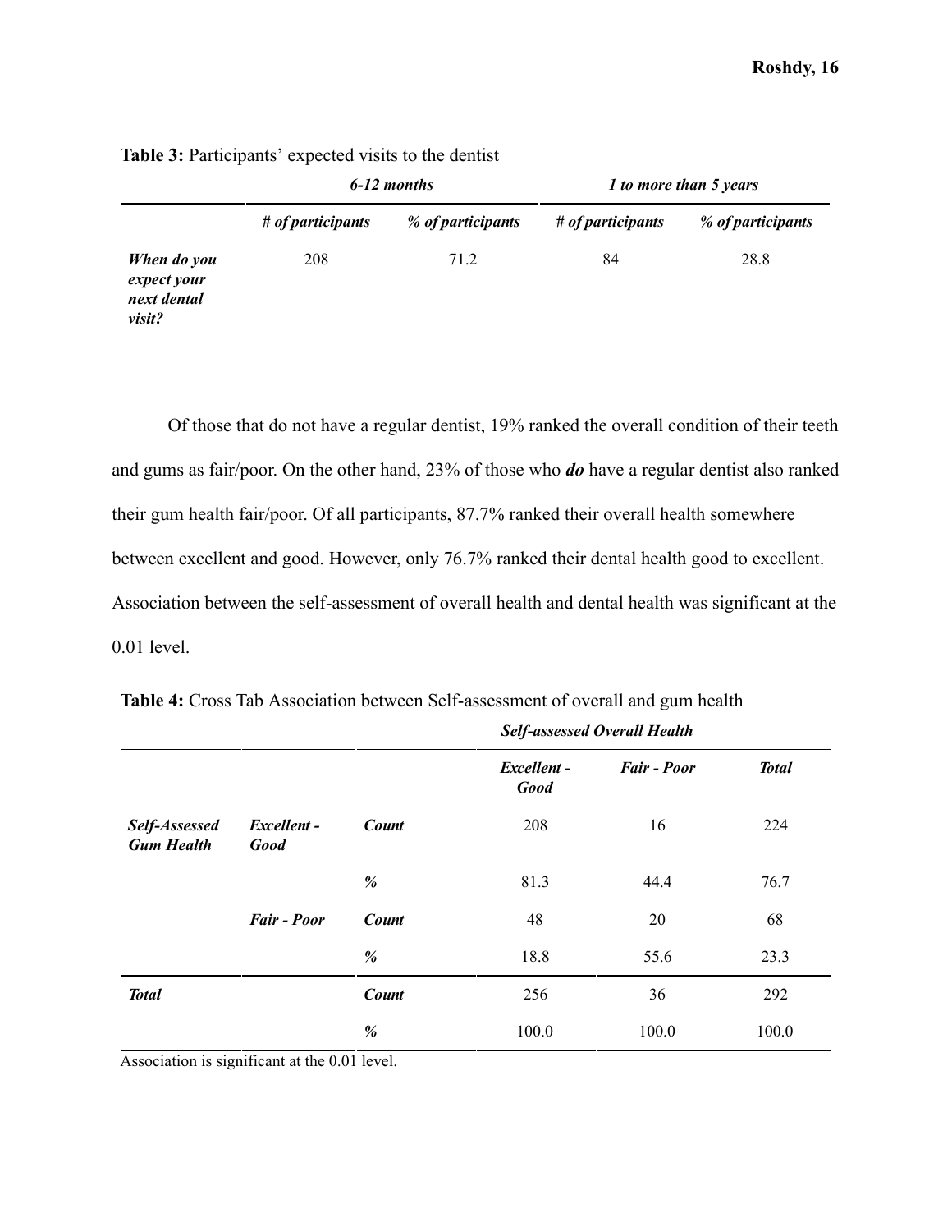**Table 3:** Participants' expected visits to the dentist

| | *6-12 months* | | *1 to more than 5 years* | |
|---|---|---|---|---|
| | ***# of participants*** | ***% of participants*** | ***# of participants*** | ***% of participants*** |
| ***When do you expect your next dental visit?*** | 208 | 71.2 | 84 | 28.8 |

Of those that do not have a regular dentist, 19% ranked the overall condition of their teeth and gums as fair/poor. On the other hand, 23% of those who ***do*** have a regular dentist also ranked their gum health fair/poor. Of all participants, 87.7% ranked their overall health somewhere between excellent and good. However, only 76.7% ranked their dental health good to excellent. Association between the self-assessment of overall health and dental health was significant at the 0.01 level.

**Table 4:** Cross Tab Association between Self-assessment of overall and gum health

| | | | ***Self-assessed Overall Health*** | | |
|---|---|---|---|---|---|
| | | | ***Excellent - Good*** | ***Fair - Poor*** | ***Total*** |
| ***Self-Assessed Gum Health*** | ***Excellent - Good*** | ***Count*** | 208 | 16 | 224 |
| | | ***%*** | 81.3 | 44.4 | 76.7 |
| | ***Fair - Poor*** | ***Count*** | 48 | 20 | 68 |
| | | ***%*** | 18.8 | 55.6 | 23.3 |
| ***Total*** | | ***Count*** | 256 | 36 | 292 |
| | | ***%*** | 100.0 | 100.0 | 100.0 |

Association is significant at the 0.01 level.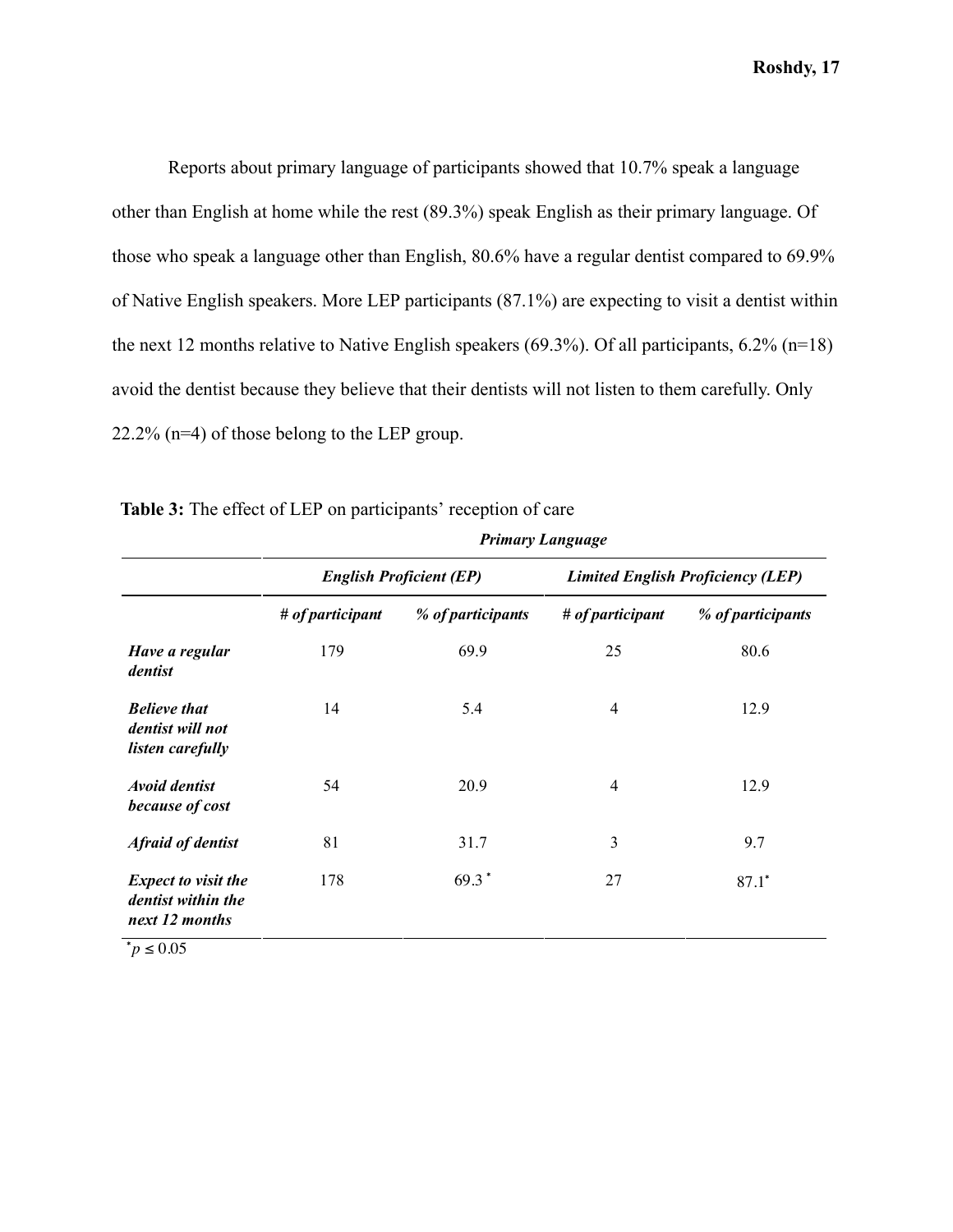Reports about primary language of participants showed that 10.7% speak a language other than English at home while the rest (89.3%) speak English as their primary language. Of those who speak a language other than English, 80.6% have a regular dentist compared to 69.9% of Native English speakers. More LEP participants (87.1%) are expecting to visit a dentist within the next 12 months relative to Native English speakers (69.3%). Of all participants, 6.2% (n=18) avoid the dentist because they believe that their dentists will not listen to them carefully. Only 22.2% (n=4) of those belong to the LEP group.

**Table 3:** The effect of LEP on participants' reception of care

| | ***Primary Language*** | | | |
|---|---|---|---|---|
| | ***English Proficient (EP)*** | | ***Limited English Proficiency (LEP)*** | |
| | ***# of participant*** | ***% of participants*** | ***# of participant*** | ***% of participants*** |
| ***Have a regular dentist*** | 179 | 69.9 | 25 | 80.6 |
| ***Believe that dentist will not listen carefully*** | 14 | 5.4 | 4 | 12.9 |
| ***Avoid dentist because of cost*** | 54 | 20.9 | 4 | 12.9 |
| ***Afraid of dentist*** | 81 | 31.7 | 3 | 9.7 |
| ***Expect to visit the dentist within the next 12 months*** | 178 | 69.3* | 27 | 87.1* |

*$p \leq 0.05$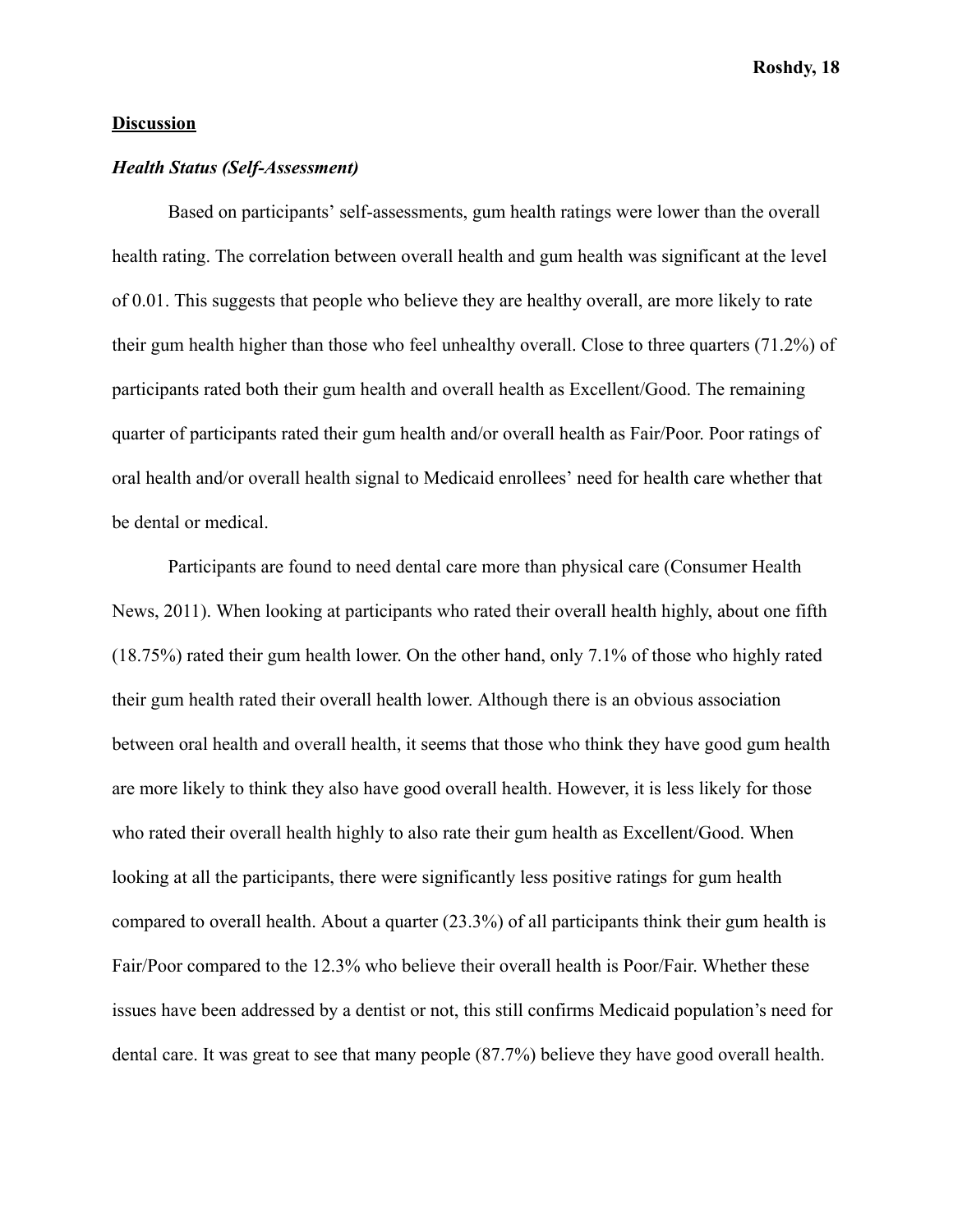## **Discussion**

### ***Health Status (Self-Assessment)***

Based on participants' self-assessments, gum health ratings were lower than the overall health rating. The correlation between overall health and gum health was significant at the level of 0.01. This suggests that people who believe they are healthy overall, are more likely to rate their gum health higher than those who feel unhealthy overall. Close to three quarters (71.2%) of participants rated both their gum health and overall health as Excellent/Good. The remaining quarter of participants rated their gum health and/or overall health as Fair/Poor. Poor ratings of oral health and/or overall health signal to Medicaid enrollees' need for health care whether that be dental or medical.

Participants are found to need dental care more than physical care (Consumer Health News, 2011). When looking at participants who rated their overall health highly, about one fifth (18.75%) rated their gum health lower. On the other hand, only 7.1% of those who highly rated their gum health rated their overall health lower. Although there is an obvious association between oral health and overall health, it seems that those who think they have good gum health are more likely to think they also have good overall health. However, it is less likely for those who rated their overall health highly to also rate their gum health as Excellent/Good. When looking at all the participants, there were significantly less positive ratings for gum health compared to overall health. About a quarter (23.3%) of all participants think their gum health is Fair/Poor compared to the 12.3% who believe their overall health is Poor/Fair. Whether these issues have been addressed by a dentist or not, this still confirms Medicaid population's need for dental care. It was great to see that many people (87.7%) believe they have good overall health.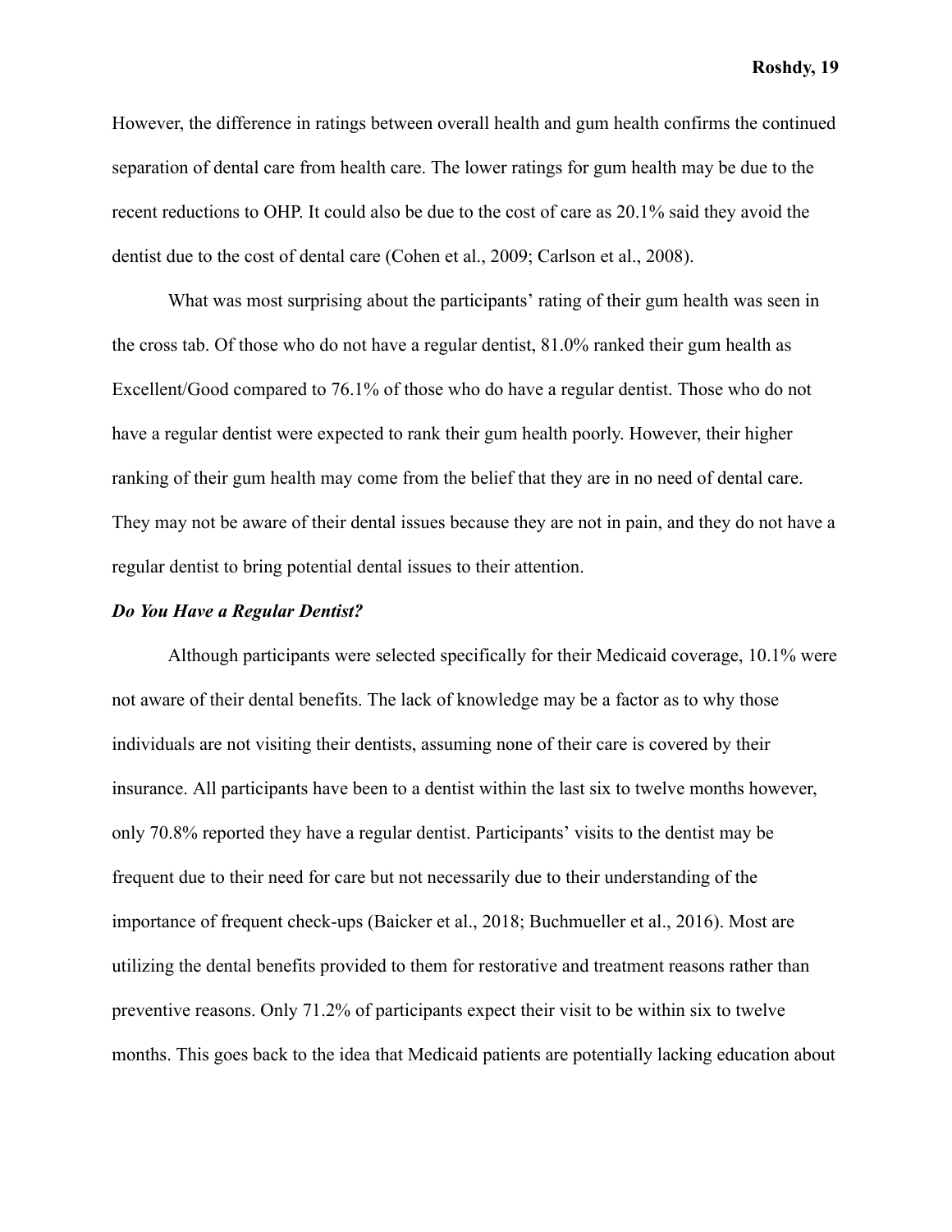However, the difference in ratings between overall health and gum health confirms the continued separation of dental care from health care. The lower ratings for gum health may be due to the recent reductions to OHP. It could also be due to the cost of care as 20.1% said they avoid the dentist due to the cost of dental care (Cohen et al., 2009; Carlson et al., 2008).

What was most surprising about the participants' rating of their gum health was seen in the cross tab. Of those who do not have a regular dentist, 81.0% ranked their gum health as Excellent/Good compared to 76.1% of those who do have a regular dentist. Those who do not have a regular dentist were expected to rank their gum health poorly. However, their higher ranking of their gum health may come from the belief that they are in no need of dental care. They may not be aware of their dental issues because they are not in pain, and they do not have a regular dentist to bring potential dental issues to their attention.

***Do You Have a Regular Dentist?***

Although participants were selected specifically for their Medicaid coverage, 10.1% were not aware of their dental benefits. The lack of knowledge may be a factor as to why those individuals are not visiting their dentists, assuming none of their care is covered by their insurance. All participants have been to a dentist within the last six to twelve months however, only 70.8% reported they have a regular dentist. Participants' visits to the dentist may be frequent due to their need for care but not necessarily due to their understanding of the importance of frequent check-ups (Baicker et al., 2018; Buchmueller et al., 2016). Most are utilizing the dental benefits provided to them for restorative and treatment reasons rather than preventive reasons. Only 71.2% of participants expect their visit to be within six to twelve months. This goes back to the idea that Medicaid patients are potentially lacking education about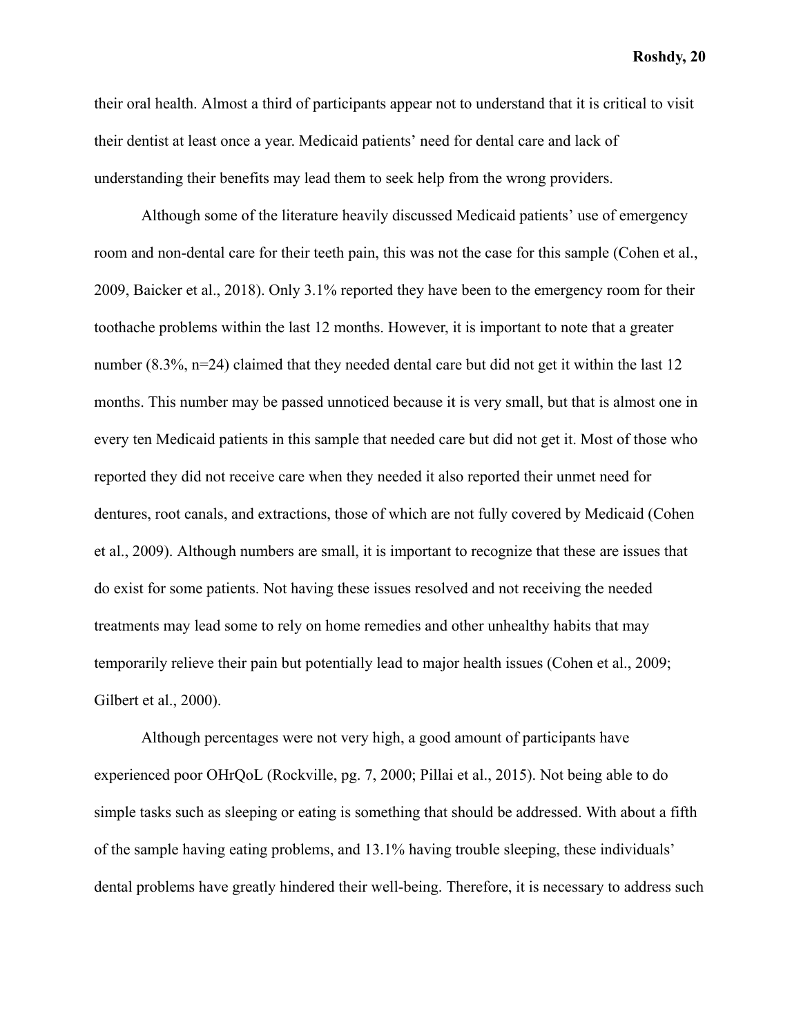their oral health. Almost a third of participants appear not to understand that it is critical to visit their dentist at least once a year. Medicaid patients' need for dental care and lack of understanding their benefits may lead them to seek help from the wrong providers.

Although some of the literature heavily discussed Medicaid patients' use of emergency room and non-dental care for their teeth pain, this was not the case for this sample (Cohen et al., 2009, Baicker et al., 2018). Only 3.1% reported they have been to the emergency room for their toothache problems within the last 12 months. However, it is important to note that a greater number (8.3%, n=24) claimed that they needed dental care but did not get it within the last 12 months. This number may be passed unnoticed because it is very small, but that is almost one in every ten Medicaid patients in this sample that needed care but did not get it. Most of those who reported they did not receive care when they needed it also reported their unmet need for dentures, root canals, and extractions, those of which are not fully covered by Medicaid (Cohen et al., 2009). Although numbers are small, it is important to recognize that these are issues that do exist for some patients. Not having these issues resolved and not receiving the needed treatments may lead some to rely on home remedies and other unhealthy habits that may temporarily relieve their pain but potentially lead to major health issues (Cohen et al., 2009; Gilbert et al., 2000).

Although percentages were not very high, a good amount of participants have experienced poor OHrQoL (Rockville, pg. 7, 2000; Pillai et al., 2015). Not being able to do simple tasks such as sleeping or eating is something that should be addressed. With about a fifth of the sample having eating problems, and 13.1% having trouble sleeping, these individuals' dental problems have greatly hindered their well-being. Therefore, it is necessary to address such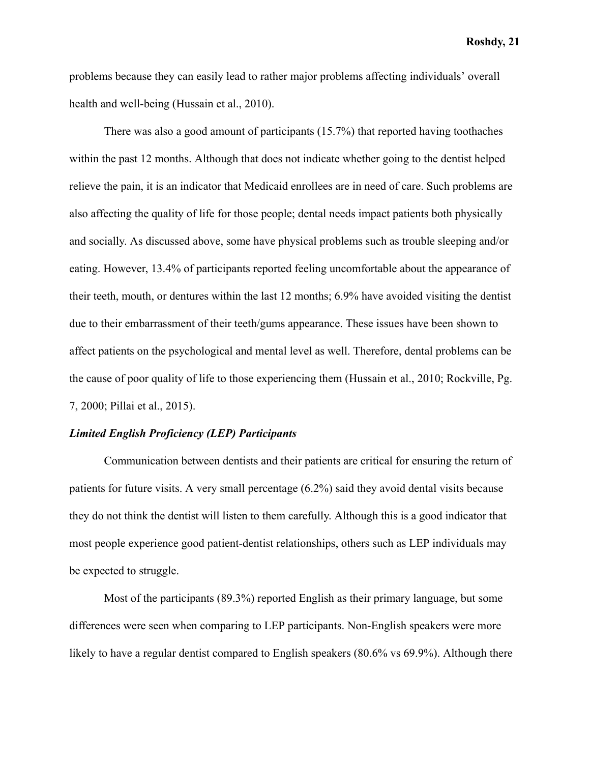problems because they can easily lead to rather major problems affecting individuals' overall health and well-being (Hussain et al., 2010).

There was also a good amount of participants (15.7%) that reported having toothaches within the past 12 months. Although that does not indicate whether going to the dentist helped relieve the pain, it is an indicator that Medicaid enrollees are in need of care. Such problems are also affecting the quality of life for those people; dental needs impact patients both physically and socially. As discussed above, some have physical problems such as trouble sleeping and/or eating. However, 13.4% of participants reported feeling uncomfortable about the appearance of their teeth, mouth, or dentures within the last 12 months; 6.9% have avoided visiting the dentist due to their embarrassment of their teeth/gums appearance. These issues have been shown to affect patients on the psychological and mental level as well. Therefore, dental problems can be the cause of poor quality of life to those experiencing them (Hussain et al., 2010; Rockville, Pg. 7, 2000; Pillai et al., 2015).

***Limited English Proficiency (LEP) Participants***

Communication between dentists and their patients are critical for ensuring the return of patients for future visits. A very small percentage (6.2%) said they avoid dental visits because they do not think the dentist will listen to them carefully. Although this is a good indicator that most people experience good patient-dentist relationships, others such as LEP individuals may be expected to struggle.

Most of the participants (89.3%) reported English as their primary language, but some differences were seen when comparing to LEP participants. Non-English speakers were more likely to have a regular dentist compared to English speakers (80.6% vs 69.9%). Although there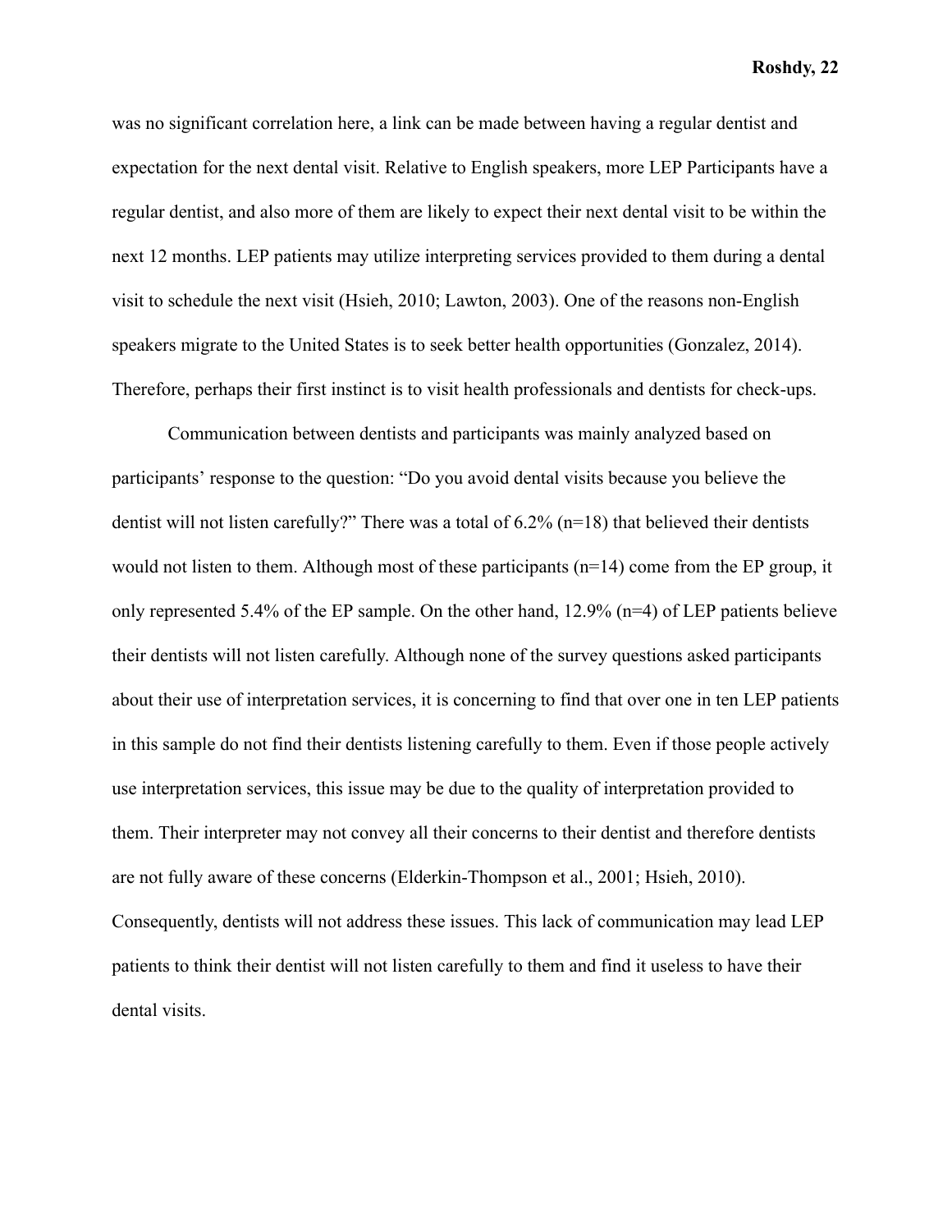was no significant correlation here, a link can be made between having a regular dentist and expectation for the next dental visit. Relative to English speakers, more LEP Participants have a regular dentist, and also more of them are likely to expect their next dental visit to be within the next 12 months. LEP patients may utilize interpreting services provided to them during a dental visit to schedule the next visit (Hsieh, 2010; Lawton, 2003). One of the reasons non-English speakers migrate to the United States is to seek better health opportunities (Gonzalez, 2014). Therefore, perhaps their first instinct is to visit health professionals and dentists for check-ups.

Communication between dentists and participants was mainly analyzed based on participants' response to the question: "Do you avoid dental visits because you believe the dentist will not listen carefully?" There was a total of 6.2% (n=18) that believed their dentists would not listen to them. Although most of these participants (n=14) come from the EP group, it only represented 5.4% of the EP sample. On the other hand, 12.9% (n=4) of LEP patients believe their dentists will not listen carefully. Although none of the survey questions asked participants about their use of interpretation services, it is concerning to find that over one in ten LEP patients in this sample do not find their dentists listening carefully to them. Even if those people actively use interpretation services, this issue may be due to the quality of interpretation provided to them. Their interpreter may not convey all their concerns to their dentist and therefore dentists are not fully aware of these concerns (Elderkin-Thompson et al., 2001; Hsieh, 2010). Consequently, dentists will not address these issues. This lack of communication may lead LEP patients to think their dentist will not listen carefully to them and find it useless to have their dental visits.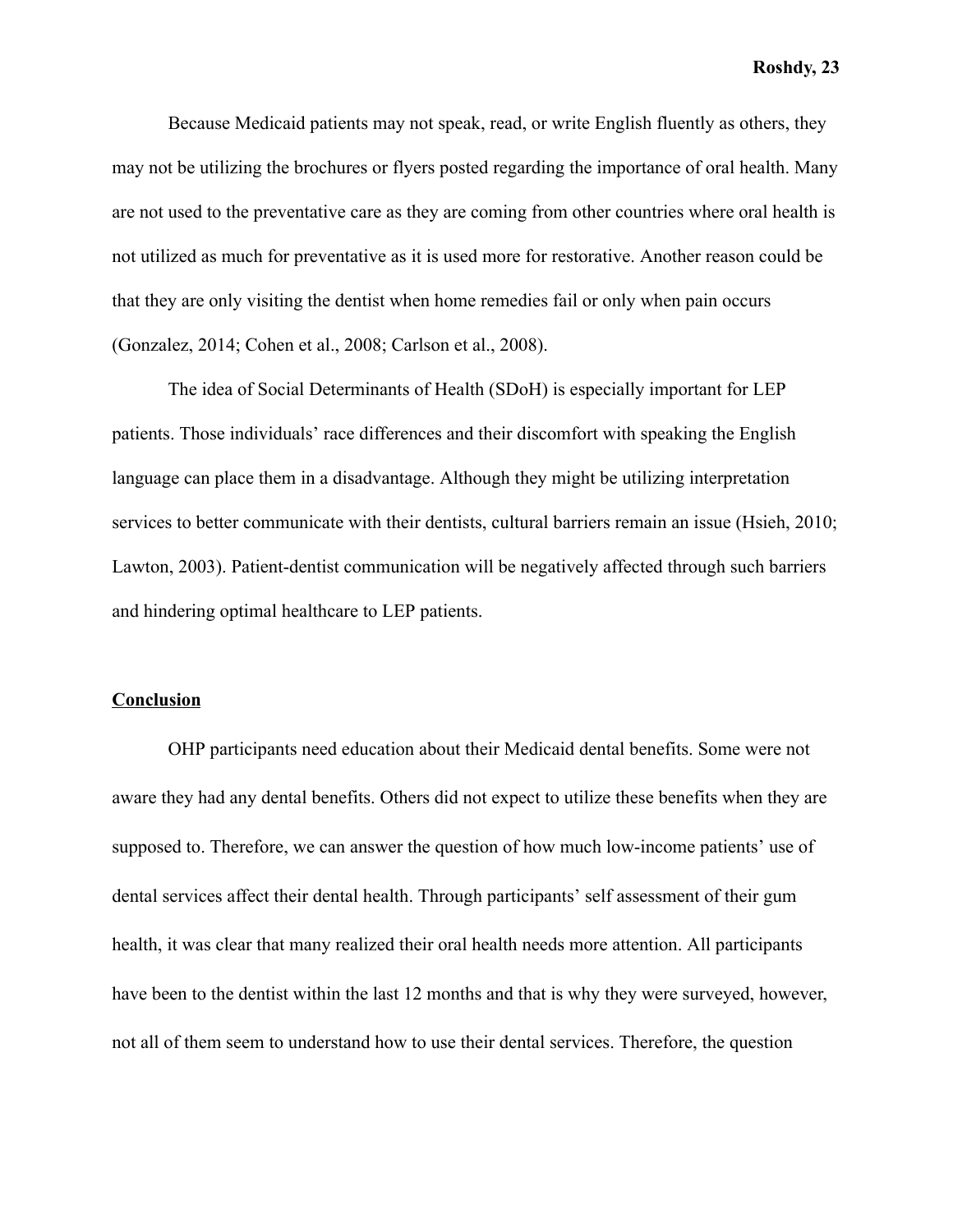Because Medicaid patients may not speak, read, or write English fluently as others, they may not be utilizing the brochures or flyers posted regarding the importance of oral health. Many are not used to the preventative care as they are coming from other countries where oral health is not utilized as much for preventative as it is used more for restorative. Another reason could be that they are only visiting the dentist when home remedies fail or only when pain occurs (Gonzalez, 2014; Cohen et al., 2008; Carlson et al., 2008).

The idea of Social Determinants of Health (SDoH) is especially important for LEP patients. Those individuals' race differences and their discomfort with speaking the English language can place them in a disadvantage. Although they might be utilizing interpretation services to better communicate with their dentists, cultural barriers remain an issue (Hsieh, 2010; Lawton, 2003). Patient-dentist communication will be negatively affected through such barriers and hindering optimal healthcare to LEP patients.

## Conclusion

OHP participants need education about their Medicaid dental benefits. Some were not aware they had any dental benefits. Others did not expect to utilize these benefits when they are supposed to. Therefore, we can answer the question of how much low-income patients' use of dental services affect their dental health. Through participants' self assessment of their gum health, it was clear that many realized their oral health needs more attention. All participants have been to the dentist within the last 12 months and that is why they were surveyed, however, not all of them seem to understand how to use their dental services. Therefore, the question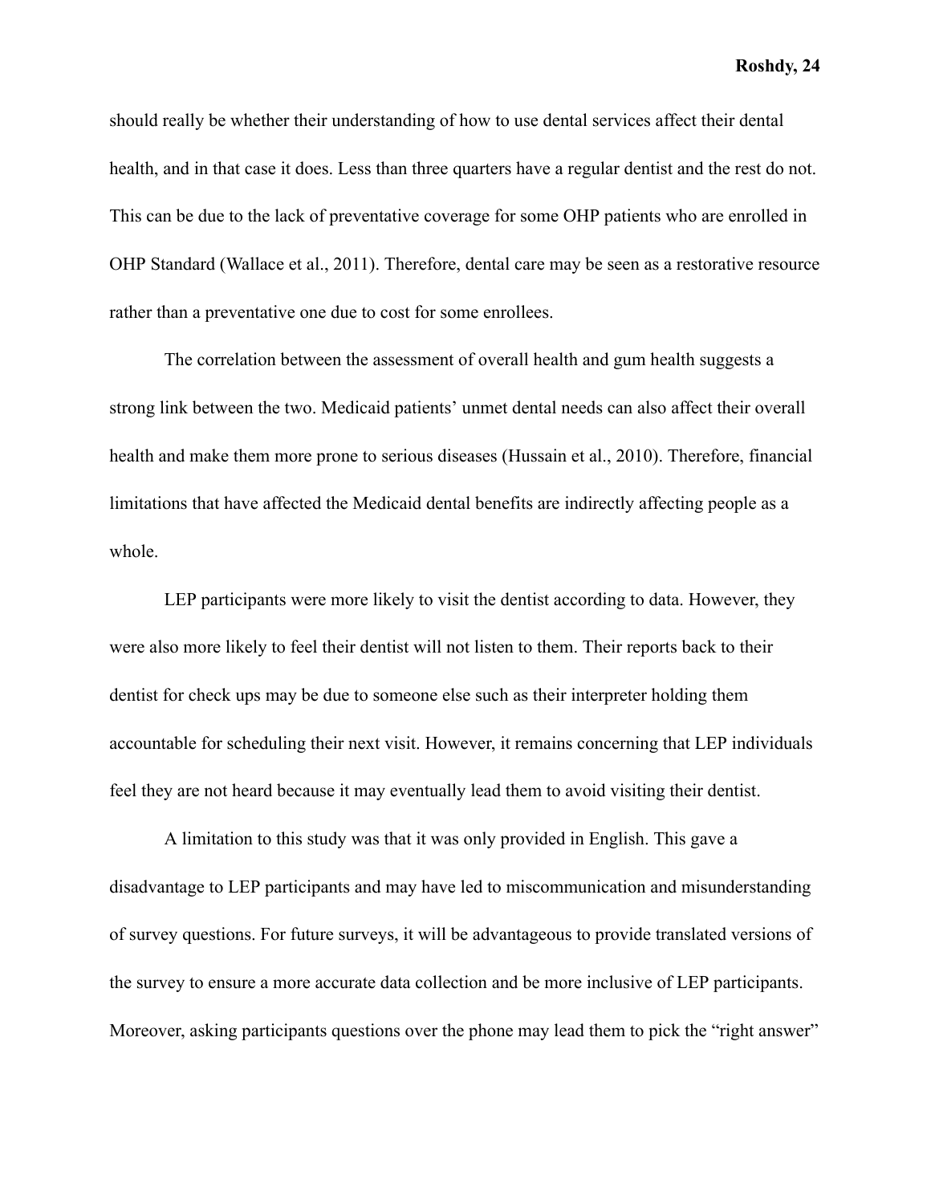should really be whether their understanding of how to use dental services affect their dental health, and in that case it does. Less than three quarters have a regular dentist and the rest do not. This can be due to the lack of preventative coverage for some OHP patients who are enrolled in OHP Standard (Wallace et al., 2011). Therefore, dental care may be seen as a restorative resource rather than a preventative one due to cost for some enrollees.

The correlation between the assessment of overall health and gum health suggests a strong link between the two. Medicaid patients' unmet dental needs can also affect their overall health and make them more prone to serious diseases (Hussain et al., 2010). Therefore, financial limitations that have affected the Medicaid dental benefits are indirectly affecting people as a whole.

LEP participants were more likely to visit the dentist according to data. However, they were also more likely to feel their dentist will not listen to them. Their reports back to their dentist for check ups may be due to someone else such as their interpreter holding them accountable for scheduling their next visit. However, it remains concerning that LEP individuals feel they are not heard because it may eventually lead them to avoid visiting their dentist.

A limitation to this study was that it was only provided in English. This gave a disadvantage to LEP participants and may have led to miscommunication and misunderstanding of survey questions. For future surveys, it will be advantageous to provide translated versions of the survey to ensure a more accurate data collection and be more inclusive of LEP participants. Moreover, asking participants questions over the phone may lead them to pick the "right answer"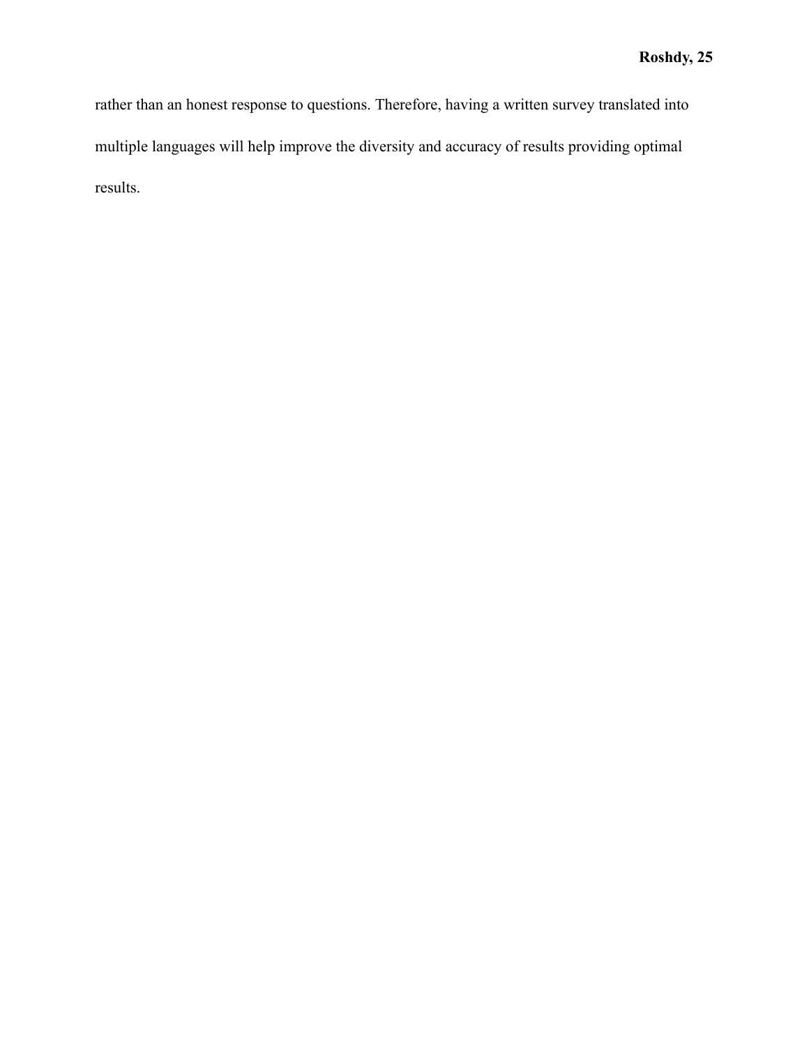rather than an honest response to questions. Therefore, having a written survey translated into multiple languages will help improve the diversity and accuracy of results providing optimal results.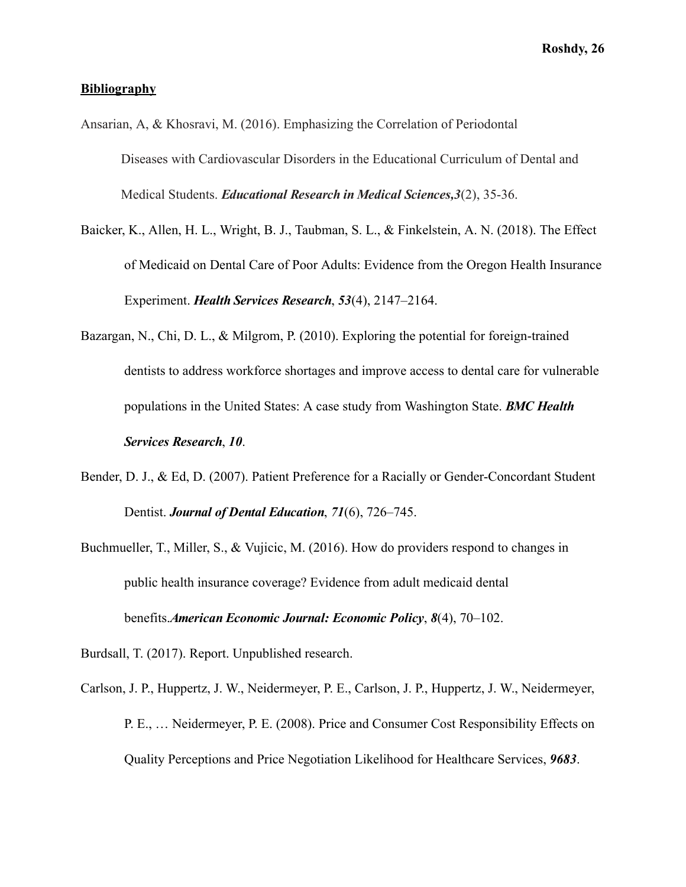**Bibliography**

Ansarian, A, & Khosravi, M. (2016). Emphasizing the Correlation of Periodontal Diseases with Cardiovascular Disorders in the Educational Curriculum of Dental and Medical Students. ***Educational Research in Medical Sciences,3***(2), 35-36.

Baicker, K., Allen, H. L., Wright, B. J., Taubman, S. L., & Finkelstein, A. N. (2018). The Effect of Medicaid on Dental Care of Poor Adults: Evidence from the Oregon Health Insurance Experiment. ***Health Services Research***, ***53***(4), 2147–2164.

Bazargan, N., Chi, D. L., & Milgrom, P. (2010). Exploring the potential for foreign-trained dentists to address workforce shortages and improve access to dental care for vulnerable populations in the United States: A case study from Washington State. ***BMC Health Services Research***, ***10***.

Bender, D. J., & Ed, D. (2007). Patient Preference for a Racially or Gender-Concordant Student Dentist. ***Journal of Dental Education***, ***71***(6), 726–745.

Buchmueller, T., Miller, S., & Vujicic, M. (2016). How do providers respond to changes in public health insurance coverage? Evidence from adult medicaid dental benefits.***American Economic Journal: Economic Policy***, ***8***(4), 70–102.

Burdsall, T. (2017). Report. Unpublished research.

Carlson, J. P., Huppertz, J. W., Neidermeyer, P. E., Carlson, J. P., Huppertz, J. W., Neidermeyer, P. E., … Neidermeyer, P. E. (2008). Price and Consumer Cost Responsibility Effects on Quality Perceptions and Price Negotiation Likelihood for Healthcare Services, ***9683***.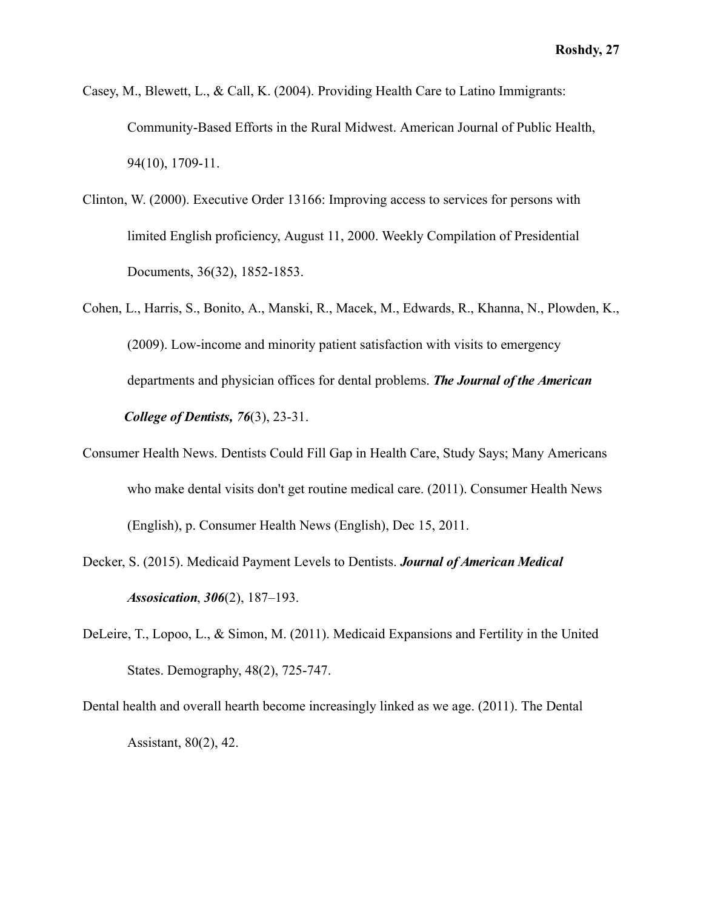Casey, M., Blewett, L., & Call, K. (2004). Providing Health Care to Latino Immigrants: Community-Based Efforts in the Rural Midwest. American Journal of Public Health, 94(10), 1709-11.

Clinton, W. (2000). Executive Order 13166: Improving access to services for persons with limited English proficiency, August 11, 2000. Weekly Compilation of Presidential Documents, 36(32), 1852-1853.

Cohen, L., Harris, S., Bonito, A., Manski, R., Macek, M., Edwards, R., Khanna, N., Plowden, K., (2009). Low-income and minority patient satisfaction with visits to emergency departments and physician offices for dental problems. ***The Journal of the American College of Dentists, 76***(3), 23-31.

Consumer Health News. Dentists Could Fill Gap in Health Care, Study Says; Many Americans who make dental visits don't get routine medical care. (2011). Consumer Health News (English), p. Consumer Health News (English), Dec 15, 2011.

Decker, S. (2015). Medicaid Payment Levels to Dentists. ***Journal of American Medical Assosication***, ***306***(2), 187–193.

DeLeire, T., Lopoo, L., & Simon, M. (2011). Medicaid Expansions and Fertility in the United States. Demography, 48(2), 725-747.

Dental health and overall hearth become increasingly linked as we age. (2011). The Dental Assistant, 80(2), 42.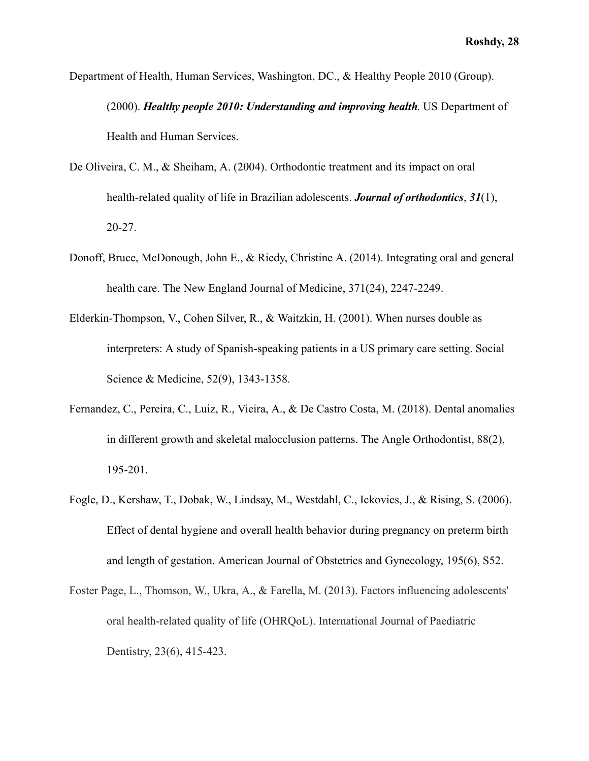Department of Health, Human Services, Washington, DC., & Healthy People 2010 (Group). (2000). ***Healthy people 2010: Understanding and improving health***. US Department of Health and Human Services.

De Oliveira, C. M., & Sheiham, A. (2004). Orthodontic treatment and its impact on oral health-related quality of life in Brazilian adolescents. ***Journal of orthodontics***, ***31***(1), 20-27.

Donoff, Bruce, McDonough, John E., & Riedy, Christine A. (2014). Integrating oral and general health care. The New England Journal of Medicine, 371(24), 2247-2249.

Elderkin-Thompson, V., Cohen Silver, R., & Waitzkin, H. (2001). When nurses double as interpreters: A study of Spanish-speaking patients in a US primary care setting. Social Science & Medicine, 52(9), 1343-1358.

Fernandez, C., Pereira, C., Luiz, R., Vieira, A., & De Castro Costa, M. (2018). Dental anomalies in different growth and skeletal malocclusion patterns. The Angle Orthodontist, 88(2), 195-201.

Fogle, D., Kershaw, T., Dobak, W., Lindsay, M., Westdahl, C., Ickovics, J., & Rising, S. (2006). Effect of dental hygiene and overall health behavior during pregnancy on preterm birth and length of gestation. American Journal of Obstetrics and Gynecology, 195(6), S52.

Foster Page, L., Thomson, W., Ukra, A., & Farella, M. (2013). Factors influencing adolescents' oral health-related quality of life (OHRQoL). International Journal of Paediatric Dentistry, 23(6), 415-423.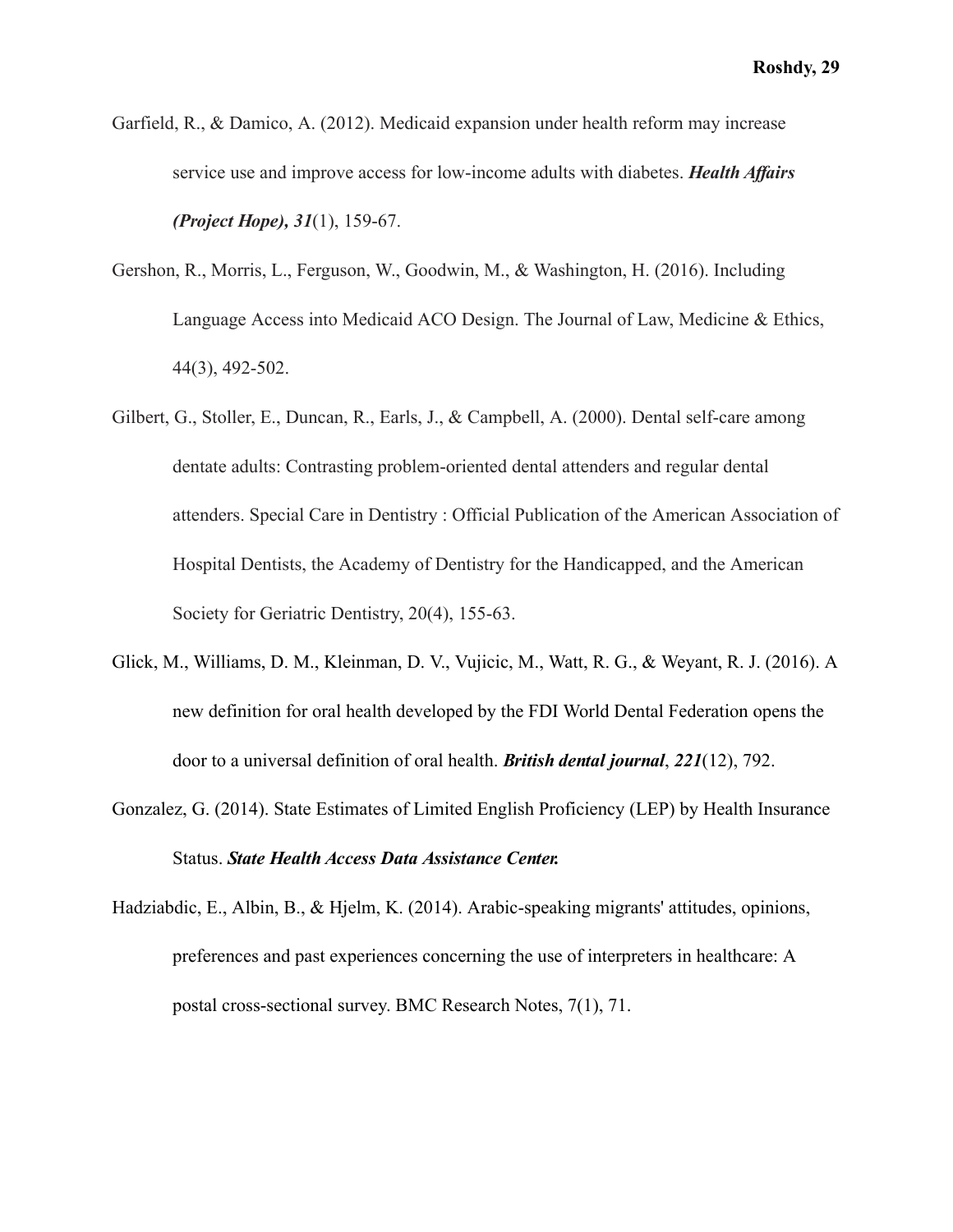Garfield, R., & Damico, A. (2012). Medicaid expansion under health reform may increase service use and improve access for low-income adults with diabetes. ***Health Affairs (Project Hope), 31***(1), 159-67.

Gershon, R., Morris, L., Ferguson, W., Goodwin, M., & Washington, H. (2016). Including Language Access into Medicaid ACO Design. The Journal of Law, Medicine & Ethics, 44(3), 492-502.

Gilbert, G., Stoller, E., Duncan, R., Earls, J., & Campbell, A. (2000). Dental self-care among dentate adults: Contrasting problem-oriented dental attenders and regular dental attenders. Special Care in Dentistry : Official Publication of the American Association of Hospital Dentists, the Academy of Dentistry for the Handicapped, and the American Society for Geriatric Dentistry, 20(4), 155-63.

Glick, M., Williams, D. M., Kleinman, D. V., Vujicic, M., Watt, R. G., & Weyant, R. J. (2016). A new definition for oral health developed by the FDI World Dental Federation opens the door to a universal definition of oral health. ***British dental journal***, ***221***(12), 792.

Gonzalez, G. (2014). State Estimates of Limited English Proficiency (LEP) by Health Insurance Status. ***State Health Access Data Assistance Center.***

Hadziabdic, E., Albin, B., & Hjelm, K. (2014). Arabic-speaking migrants' attitudes, opinions, preferences and past experiences concerning the use of interpreters in healthcare: A postal cross-sectional survey. BMC Research Notes, 7(1), 71.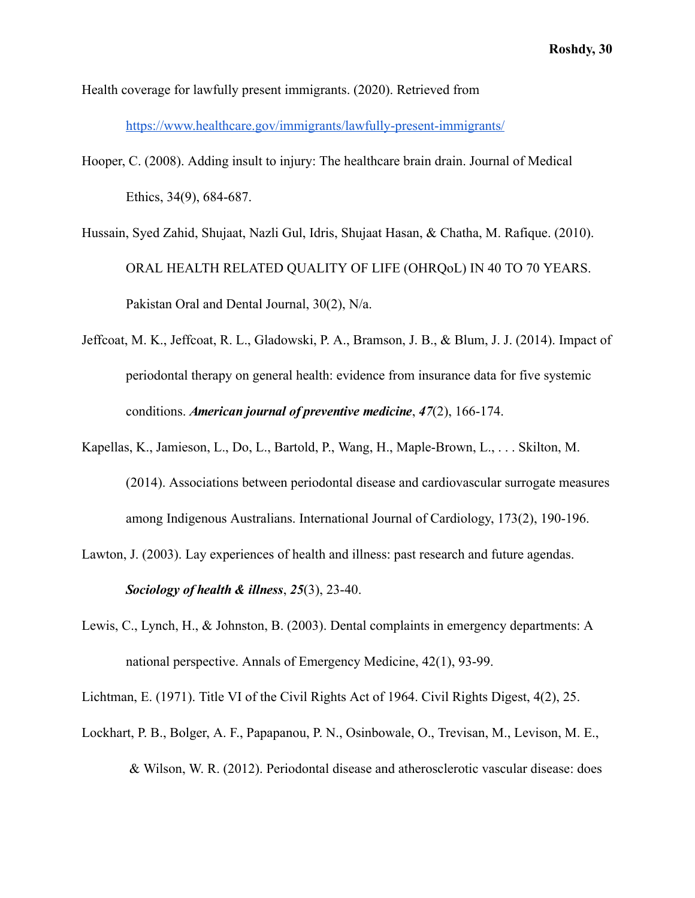Health coverage for lawfully present immigrants. (2020). Retrieved from https://www.healthcare.gov/immigrants/lawfully-present-immigrants/

Hooper, C. (2008). Adding insult to injury: The healthcare brain drain. Journal of Medical Ethics, 34(9), 684-687.

Hussain, Syed Zahid, Shujaat, Nazli Gul, Idris, Shujaat Hasan, & Chatha, M. Rafique. (2010). ORAL HEALTH RELATED QUALITY OF LIFE (OHRQoL) IN 40 TO 70 YEARS. Pakistan Oral and Dental Journal, 30(2), N/a.

Jeffcoat, M. K., Jeffcoat, R. L., Gladowski, P. A., Bramson, J. B., & Blum, J. J. (2014). Impact of periodontal therapy on general health: evidence from insurance data for five systemic conditions. ***American journal of preventive medicine***, ***47***(2), 166-174.

Kapellas, K., Jamieson, L., Do, L., Bartold, P., Wang, H., Maple-Brown, L., . . . Skilton, M. (2014). Associations between periodontal disease and cardiovascular surrogate measures among Indigenous Australians. International Journal of Cardiology, 173(2), 190-196.

Lawton, J. (2003). Lay experiences of health and illness: past research and future agendas. ***Sociology of health & illness***, ***25***(3), 23-40.

Lewis, C., Lynch, H., & Johnston, B. (2003). Dental complaints in emergency departments: A national perspective. Annals of Emergency Medicine, 42(1), 93-99.

Lichtman, E. (1971). Title VI of the Civil Rights Act of 1964. Civil Rights Digest, 4(2), 25.

Lockhart, P. B., Bolger, A. F., Papapanou, P. N., Osinbowale, O., Trevisan, M., Levison, M. E., & Wilson, W. R. (2012). Periodontal disease and atherosclerotic vascular disease: does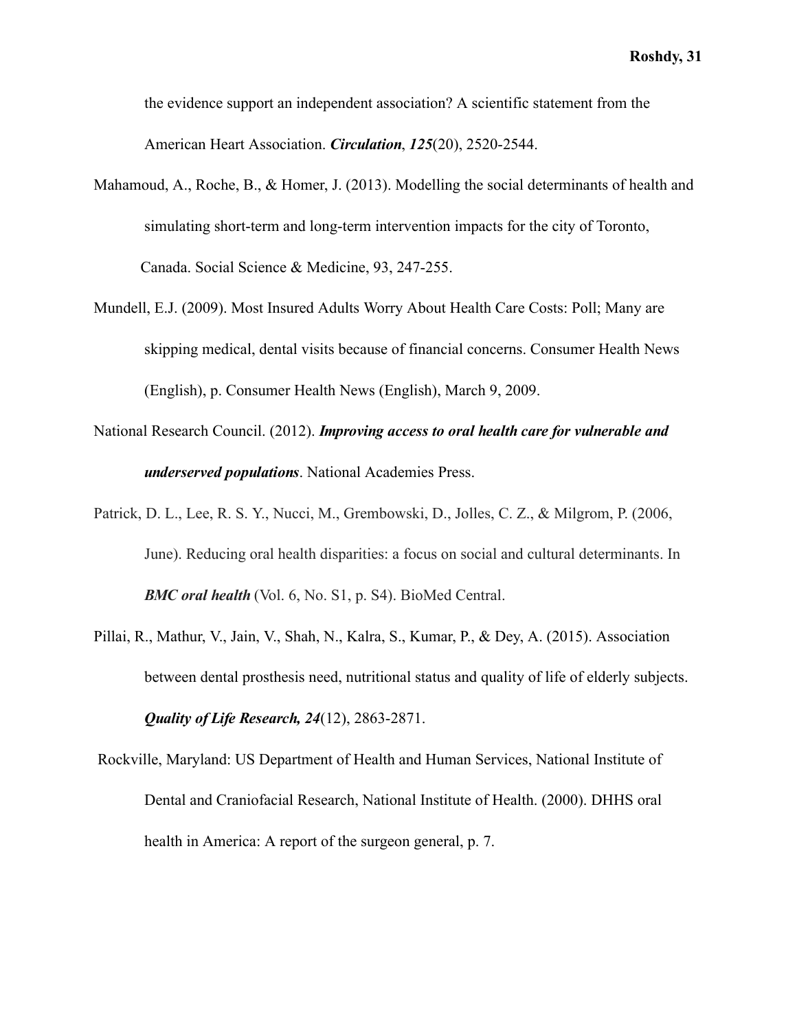the evidence support an independent association? A scientific statement from the American Heart Association. ***Circulation***, ***125***(20), 2520-2544.

Mahamoud, A., Roche, B., & Homer, J. (2013). Modelling the social determinants of health and simulating short-term and long-term intervention impacts for the city of Toronto, Canada. Social Science & Medicine, 93, 247-255.

Mundell, E.J. (2009). Most Insured Adults Worry About Health Care Costs: Poll; Many are skipping medical, dental visits because of financial concerns. Consumer Health News (English), p. Consumer Health News (English), March 9, 2009.

National Research Council. (2012). ***Improving access to oral health care for vulnerable and underserved populations***. National Academies Press.

Patrick, D. L., Lee, R. S. Y., Nucci, M., Grembowski, D., Jolles, C. Z., & Milgrom, P. (2006, June). Reducing oral health disparities: a focus on social and cultural determinants. In ***BMC oral health*** (Vol. 6, No. S1, p. S4). BioMed Central.

Pillai, R., Mathur, V., Jain, V., Shah, N., Kalra, S., Kumar, P., & Dey, A. (2015). Association between dental prosthesis need, nutritional status and quality of life of elderly subjects. ***Quality of Life Research, 24***(12), 2863-2871.

Rockville, Maryland: US Department of Health and Human Services, National Institute of Dental and Craniofacial Research, National Institute of Health. (2000). DHHS oral health in America: A report of the surgeon general, p. 7.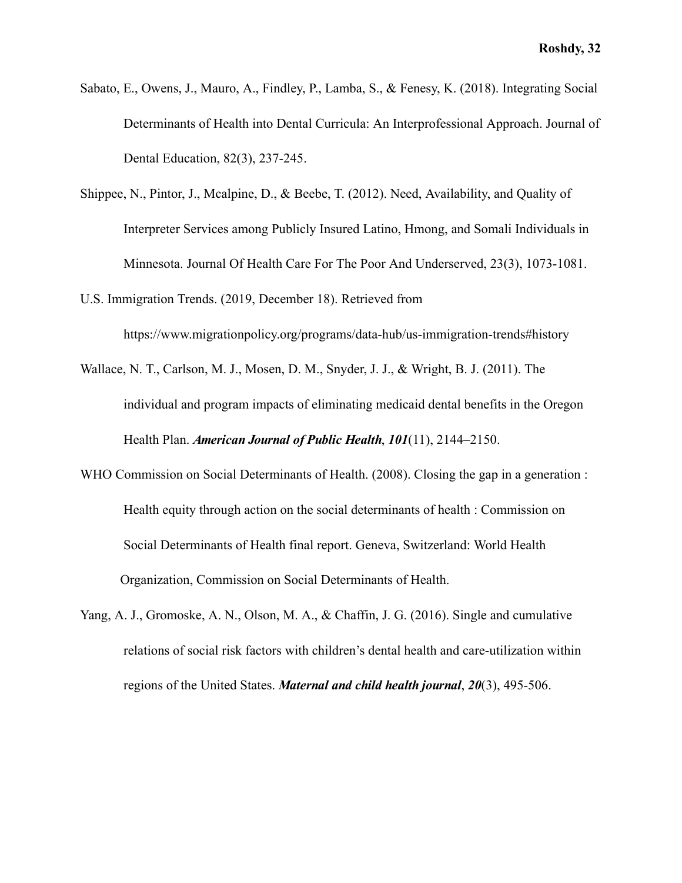Sabato, E., Owens, J., Mauro, A., Findley, P., Lamba, S., & Fenesy, K. (2018). Integrating Social Determinants of Health into Dental Curricula: An Interprofessional Approach. Journal of Dental Education, 82(3), 237-245.

Shippee, N., Pintor, J., Mcalpine, D., & Beebe, T. (2012). Need, Availability, and Quality of Interpreter Services among Publicly Insured Latino, Hmong, and Somali Individuals in Minnesota. Journal Of Health Care For The Poor And Underserved, 23(3), 1073-1081.

U.S. Immigration Trends. (2019, December 18). Retrieved from https://www.migrationpolicy.org/programs/data-hub/us-immigration-trends#history

Wallace, N. T., Carlson, M. J., Mosen, D. M., Snyder, J. J., & Wright, B. J. (2011). The individual and program impacts of eliminating medicaid dental benefits in the Oregon Health Plan. ***American Journal of Public Health***, ***101***(11), 2144–2150.

WHO Commission on Social Determinants of Health. (2008). Closing the gap in a generation : Health equity through action on the social determinants of health : Commission on Social Determinants of Health final report. Geneva, Switzerland: World Health Organization, Commission on Social Determinants of Health.

Yang, A. J., Gromoske, A. N., Olson, M. A., & Chaffin, J. G. (2016). Single and cumulative relations of social risk factors with children's dental health and care-utilization within regions of the United States. ***Maternal and child health journal***, ***20***(3), 495-506.